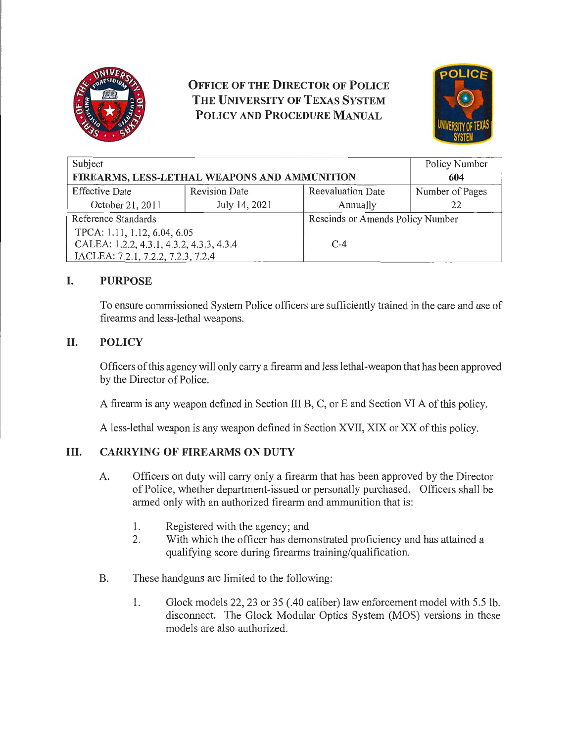# OFFICE OF THE DIRECTOR OF POLICE
# THE UNIVERSITY OF TEXAS SYSTEM
# POLICY AND PROCEDURE MANUAL

| Subject | | | Policy Number |
|---|---|---|---|
| **FIREARMS, LESS-LETHAL WEAPONS AND AMMUNITION** | | | **604** |
| Effective Date | Revision Date | Reevaluation Date | Number of Pages |
| October 21, 2011 | July 14, 2021 | Annually | 22 |
| Reference Standards | | Rescinds or Amends Policy Number | |
| TPCA: 1.11, 1.12, 6.04, 6.05<br>CALEA: 1.2.2, 4.3.1, 4.3.2, 4.3.3, 4.3.4<br>IACLEA: 7.2.1, 7.2.2, 7.2.3, 7.2.4 | | C-4 | |

## I. PURPOSE

To ensure commissioned System Police officers are sufficiently trained in the care and use of firearms and less-lethal weapons.

## II. POLICY

Officers of this agency will only carry a firearm and less lethal-weapon that has been approved by the Director of Police.

A firearm is any weapon defined in Section III B, C, or E and Section VI A of this policy.

A less-lethal weapon is any weapon defined in Section XVII, XIX or XX of this policy.

## III. CARRYING OF FIREARMS ON DUTY

A. Officers on duty will carry only a firearm that has been approved by the Director of Police, whether department-issued or personally purchased. Officers shall be armed only with an authorized firearm and ammunition that is:

1. Registered with the agency; and
2. With which the officer has demonstrated proficiency and has attained a qualifying score during firearms training/qualification.

B. These handguns are limited to the following:

1. Glock models 22, 23 or 35 (.40 caliber) law enforcement model with 5.5 lb. disconnect. The Glock Modular Optics System (MOS) versions in these models are also authorized.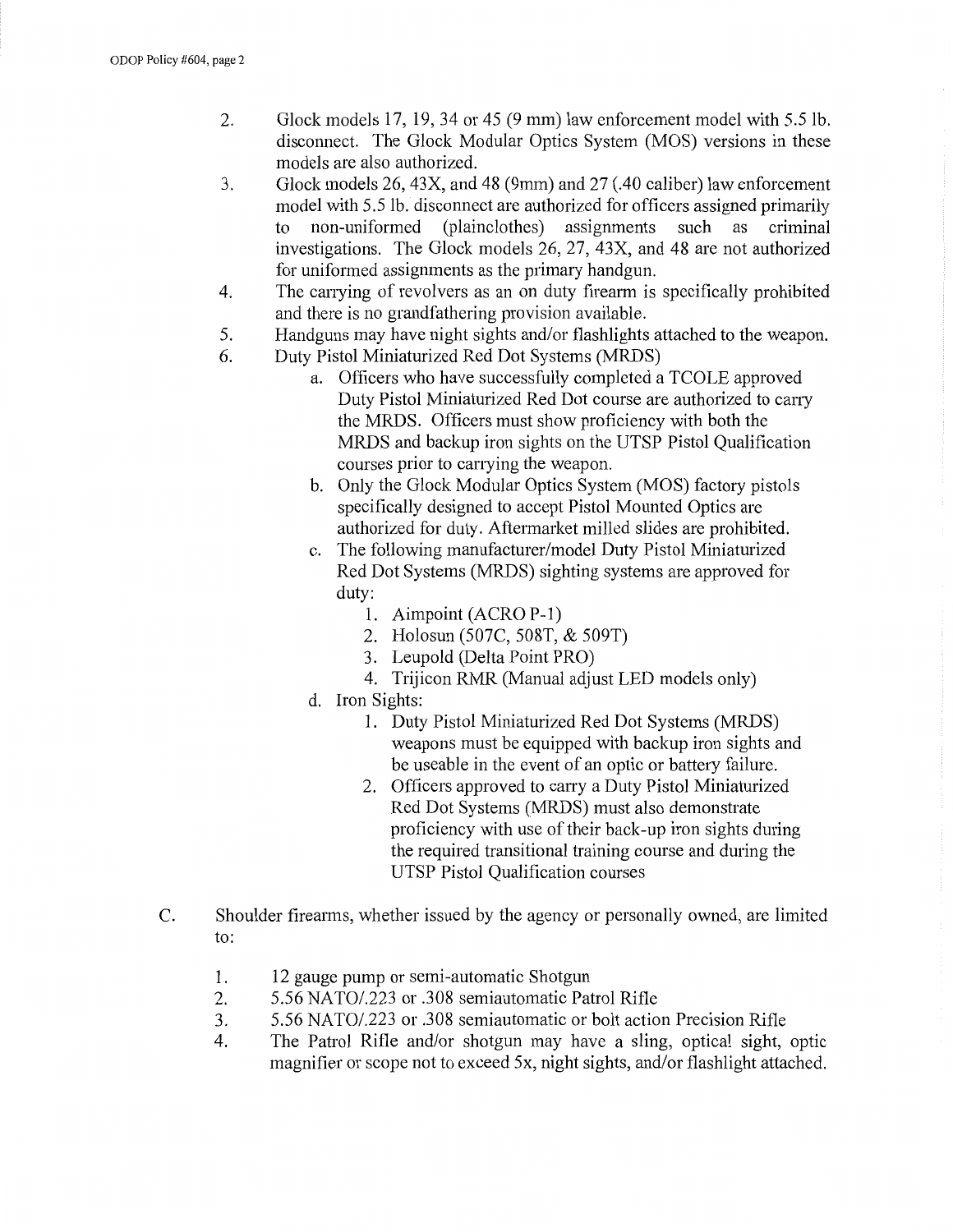2. Glock models 17, 19, 34 or 45 (9 mm) law enforcement model with 5.5 lb. disconnect. The Glock Modular Optics System (MOS) versions in these models are also authorized.
3. Glock models 26, 43X, and 48 (9mm) and 27 (.40 caliber) law enforcement model with 5.5 lb. disconnect are authorized for officers assigned primarily to non-uniformed (plainclothes) assignments such as criminal investigations. The Glock models 26, 27, 43X, and 48 are not authorized for uniformed assignments as the primary handgun.
4. The carrying of revolvers as an on duty firearm is specifically prohibited and there is no grandfathering provision available.
5. Handguns may have night sights and/or flashlights attached to the weapon.
6. Duty Pistol Miniaturized Red Dot Systems (MRDS)
   a. Officers who have successfully completed a TCOLE approved Duty Pistol Miniaturized Red Dot course are authorized to carry the MRDS. Officers must show proficiency with both the MRDS and backup iron sights on the UTSP Pistol Qualification courses prior to carrying the weapon.
   b. Only the Glock Modular Optics System (MOS) factory pistols specifically designed to accept Pistol Mounted Optics are authorized for duty. Aftermarket milled slides are prohibited.
   c. The following manufacturer/model Duty Pistol Miniaturized Red Dot Systems (MRDS) sighting systems are approved for duty:
      1. Aimpoint (ACRO P-1)
      2. Holosun (507C, 508T, & 509T)
      3. Leupold (Delta Point PRO)
      4. Trijicon RMR (Manual adjust LED models only)
   d. Iron Sights:
      1. Duty Pistol Miniaturized Red Dot Systems (MRDS) weapons must be equipped with backup iron sights and be useable in the event of an optic or battery failure.
      2. Officers approved to carry a Duty Pistol Miniaturized Red Dot Systems (MRDS) must also demonstrate proficiency with use of their back-up iron sights during the required transitional training course and during the UTSP Pistol Qualification courses

C. Shoulder firearms, whether issued by the agency or personally owned, are limited to:

1. 12 gauge pump or semi-automatic Shotgun
2. 5.56 NATO/.223 or .308 semiautomatic Patrol Rifle
3. 5.56 NATO/.223 or .308 semiautomatic or bolt action Precision Rifle
4. The Patrol Rifle and/or shotgun may have a sling, optical sight, optic magnifier or scope not to exceed 5x, night sights, and/or flashlight attached.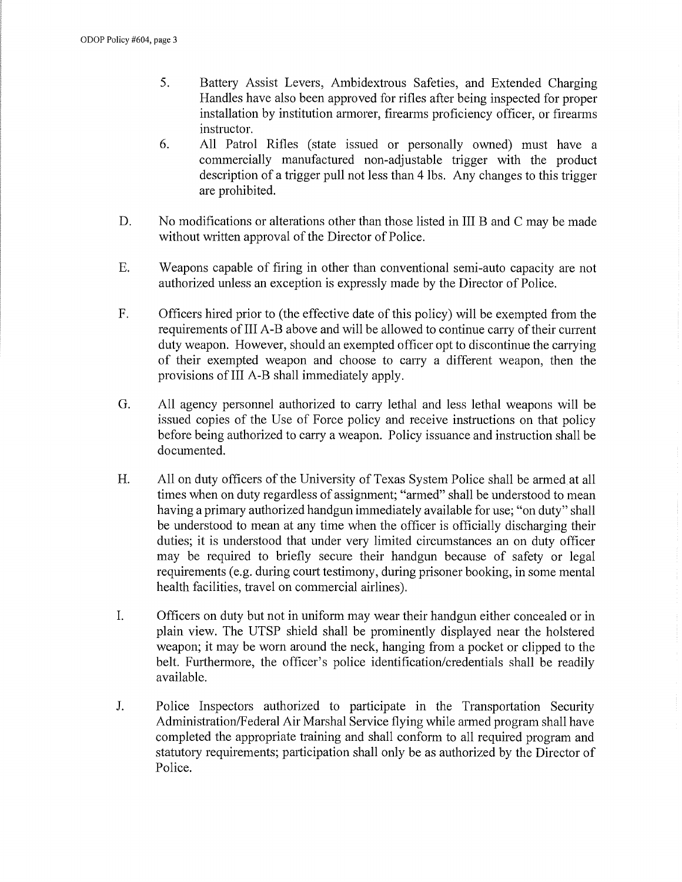5. Battery Assist Levers, Ambidextrous Safeties, and Extended Charging Handles have also been approved for rifles after being inspected for proper installation by institution armorer, firearms proficiency officer, or firearms instructor.
6. All Patrol Rifles (state issued or personally owned) must have a commercially manufactured non-adjustable trigger with the product description of a trigger pull not less than 4 lbs. Any changes to this trigger are prohibited.

D. No modifications or alterations other than those listed in III B and C may be made without written approval of the Director of Police.

E. Weapons capable of firing in other than conventional semi-auto capacity are not authorized unless an exception is expressly made by the Director of Police.

F. Officers hired prior to (the effective date of this policy) will be exempted from the requirements of III A-B above and will be allowed to continue carry of their current duty weapon. However, should an exempted officer opt to discontinue the carrying of their exempted weapon and choose to carry a different weapon, then the provisions of III A-B shall immediately apply.

G. All agency personnel authorized to carry lethal and less lethal weapons will be issued copies of the Use of Force policy and receive instructions on that policy before being authorized to carry a weapon. Policy issuance and instruction shall be documented.

H. All on duty officers of the University of Texas System Police shall be armed at all times when on duty regardless of assignment; "armed" shall be understood to mean having a primary authorized handgun immediately available for use; "on duty" shall be understood to mean at any time when the officer is officially discharging their duties; it is understood that under very limited circumstances an on duty officer may be required to briefly secure their handgun because of safety or legal requirements (e.g. during court testimony, during prisoner booking, in some mental health facilities, travel on commercial airlines).

I. Officers on duty but not in uniform may wear their handgun either concealed or in plain view. The UTSP shield shall be prominently displayed near the holstered weapon; it may be worn around the neck, hanging from a pocket or clipped to the belt. Furthermore, the officer's police identification/credentials shall be readily available.

J. Police Inspectors authorized to participate in the Transportation Security Administration/Federal Air Marshal Service flying while armed program shall have completed the appropriate training and shall conform to all required program and statutory requirements; participation shall only be as authorized by the Director of Police.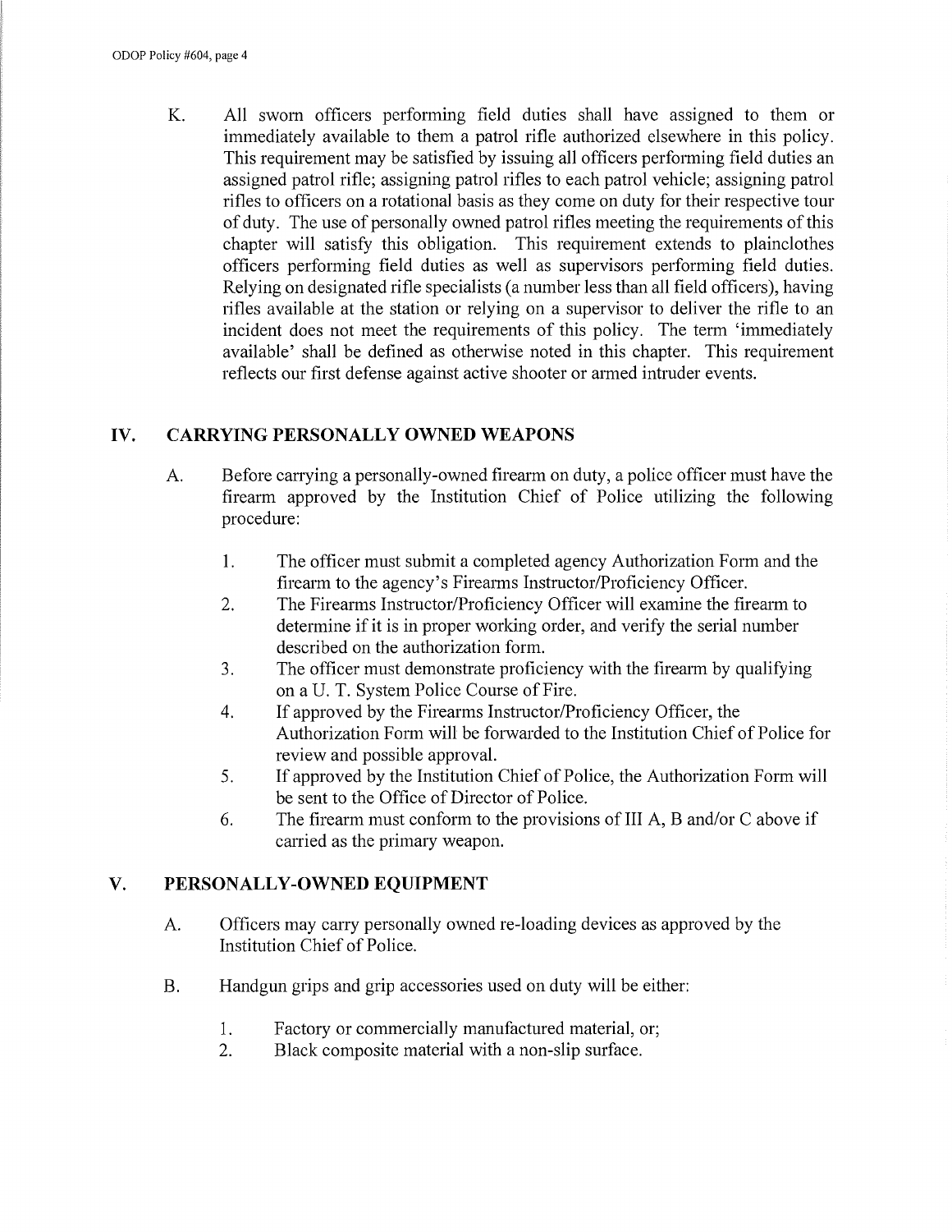K. All sworn officers performing field duties shall have assigned to them or immediately available to them a patrol rifle authorized elsewhere in this policy. This requirement may be satisfied by issuing all officers performing field duties an assigned patrol rifle; assigning patrol rifles to each patrol vehicle; assigning patrol rifles to officers on a rotational basis as they come on duty for their respective tour of duty. The use of personally owned patrol rifles meeting the requirements of this chapter will satisfy this obligation. This requirement extends to plainclothes officers performing field duties as well as supervisors performing field duties. Relying on designated rifle specialists (a number less than all field officers), having rifles available at the station or relying on a supervisor to deliver the rifle to an incident does not meet the requirements of this policy. The term 'immediately available' shall be defined as otherwise noted in this chapter. This requirement reflects our first defense against active shooter or armed intruder events.

## IV. CARRYING PERSONALLY OWNED WEAPONS

A. Before carrying a personally-owned firearm on duty, a police officer must have the firearm approved by the Institution Chief of Police utilizing the following procedure:

1. The officer must submit a completed agency Authorization Form and the firearm to the agency's Firearms Instructor/Proficiency Officer.
2. The Firearms Instructor/Proficiency Officer will examine the firearm to determine if it is in proper working order, and verify the serial number described on the authorization form.
3. The officer must demonstrate proficiency with the firearm by qualifying on a U. T. System Police Course of Fire.
4. If approved by the Firearms Instructor/Proficiency Officer, the Authorization Form will be forwarded to the Institution Chief of Police for review and possible approval.
5. If approved by the Institution Chief of Police, the Authorization Form will be sent to the Office of Director of Police.
6. The firearm must conform to the provisions of III A, B and/or C above if carried as the primary weapon.

## V. PERSONALLY-OWNED EQUIPMENT

A. Officers may carry personally owned re-loading devices as approved by the Institution Chief of Police.

B. Handgun grips and grip accessories used on duty will be either:

1. Factory or commercially manufactured material, or;
2. Black composite material with a non-slip surface.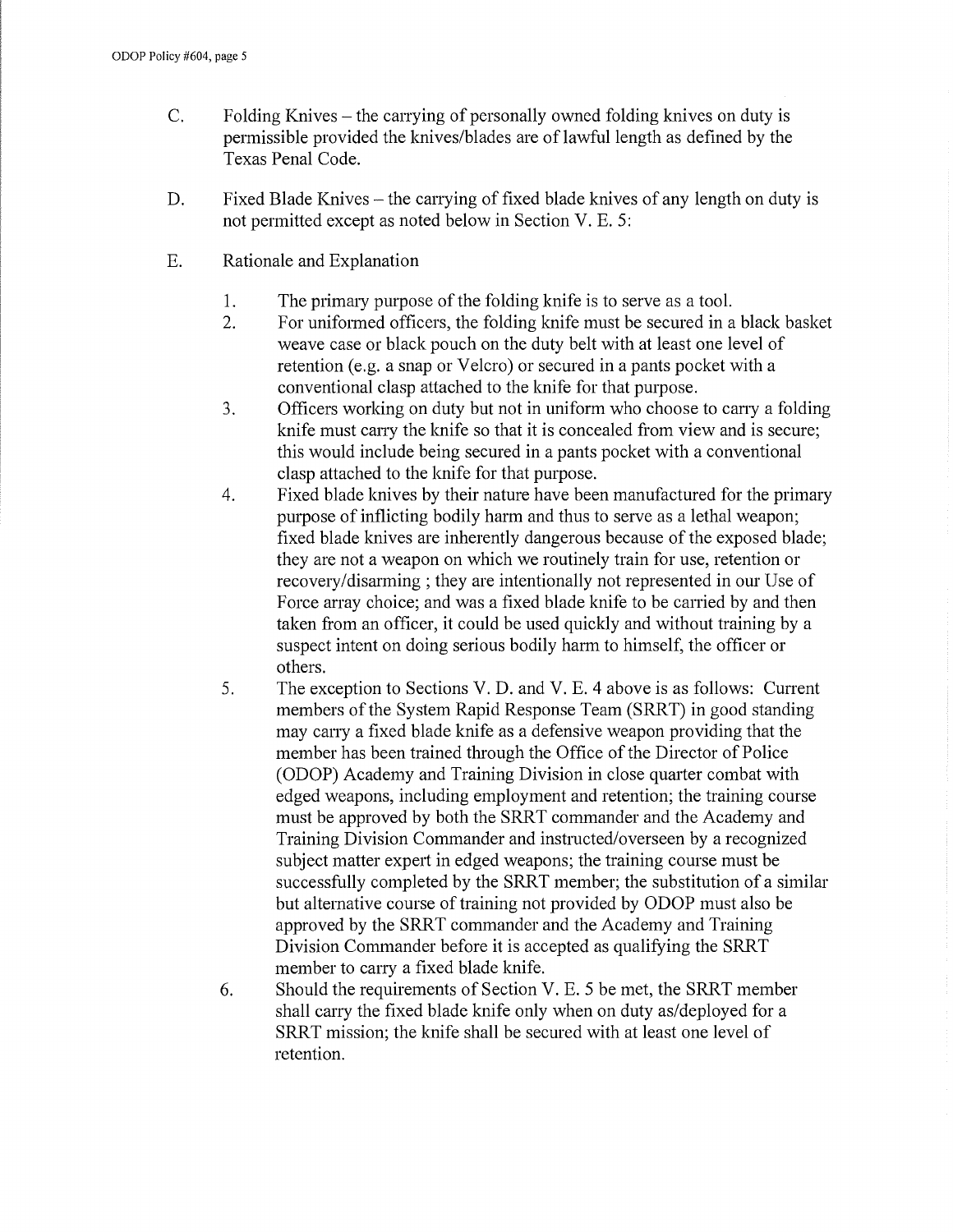C. Folding Knives – the carrying of personally owned folding knives on duty is permissible provided the knives/blades are of lawful length as defined by the Texas Penal Code.

D. Fixed Blade Knives – the carrying of fixed blade knives of any length on duty is not permitted except as noted below in Section V. E. 5:

E. Rationale and Explanation

1. The primary purpose of the folding knife is to serve as a tool.
2. For uniformed officers, the folding knife must be secured in a black basket weave case or black pouch on the duty belt with at least one level of retention (e.g. a snap or Velcro) or secured in a pants pocket with a conventional clasp attached to the knife for that purpose.
3. Officers working on duty but not in uniform who choose to carry a folding knife must carry the knife so that it is concealed from view and is secure; this would include being secured in a pants pocket with a conventional clasp attached to the knife for that purpose.
4. Fixed blade knives by their nature have been manufactured for the primary purpose of inflicting bodily harm and thus to serve as a lethal weapon; fixed blade knives are inherently dangerous because of the exposed blade; they are not a weapon on which we routinely train for use, retention or recovery/disarming ; they are intentionally not represented in our Use of Force array choice; and was a fixed blade knife to be carried by and then taken from an officer, it could be used quickly and without training by a suspect intent on doing serious bodily harm to himself, the officer or others.
5. The exception to Sections V. D. and V. E. 4 above is as follows: Current members of the System Rapid Response Team (SRRT) in good standing may carry a fixed blade knife as a defensive weapon providing that the member has been trained through the Office of the Director of Police (ODOP) Academy and Training Division in close quarter combat with edged weapons, including employment and retention; the training course must be approved by both the SRRT commander and the Academy and Training Division Commander and instructed/overseen by a recognized subject matter expert in edged weapons; the training course must be successfully completed by the SRRT member; the substitution of a similar but alternative course of training not provided by ODOP must also be approved by the SRRT commander and the Academy and Training Division Commander before it is accepted as qualifying the SRRT member to carry a fixed blade knife.
6. Should the requirements of Section V. E. 5 be met, the SRRT member shall carry the fixed blade knife only when on duty as/deployed for a SRRT mission; the knife shall be secured with at least one level of retention.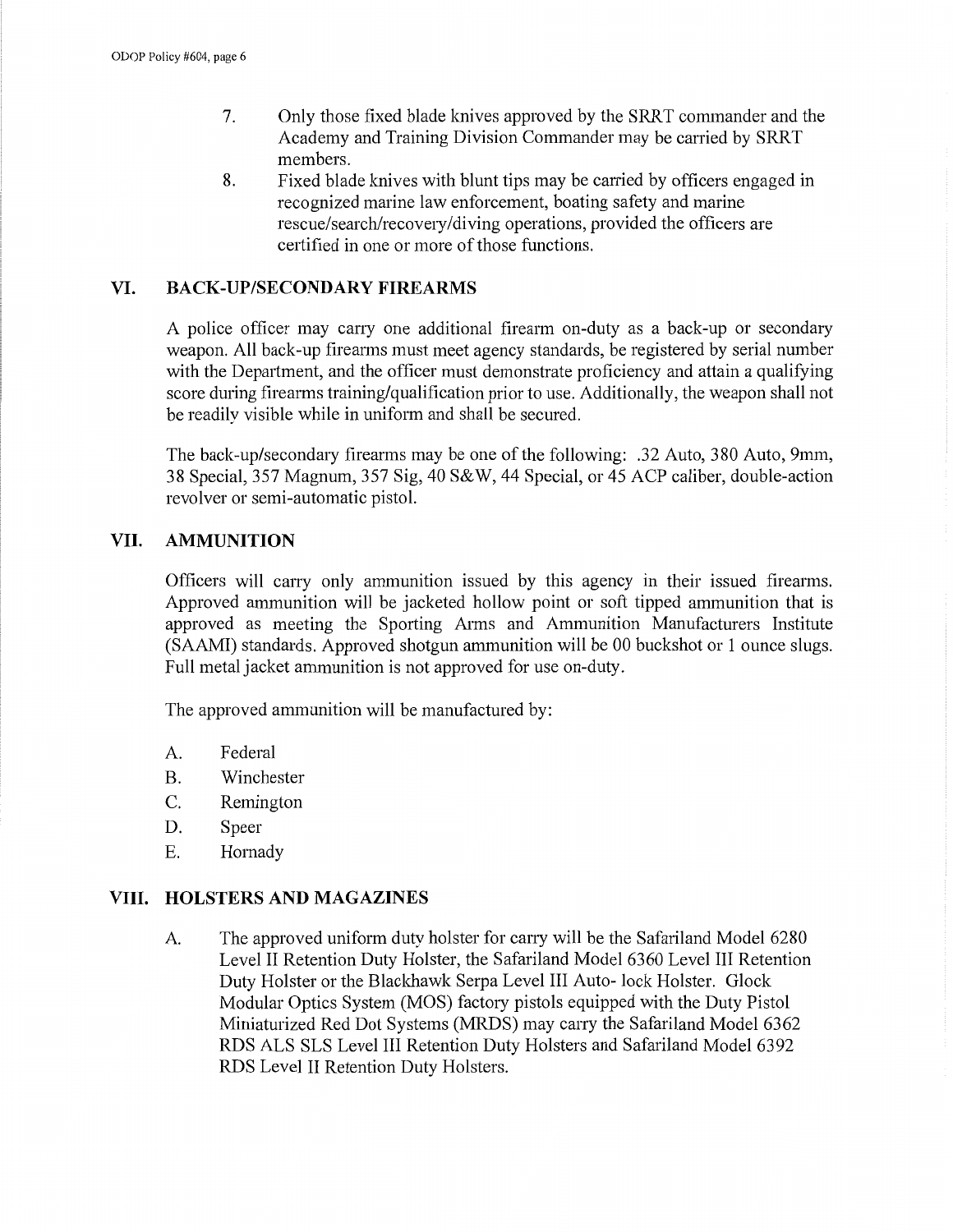7. Only those fixed blade knives approved by the SRRT commander and the Academy and Training Division Commander may be carried by SRRT members.
8. Fixed blade knives with blunt tips may be carried by officers engaged in recognized marine law enforcement, boating safety and marine rescue/search/recovery/diving operations, provided the officers are certified in one or more of those functions.

## VI. BACK-UP/SECONDARY FIREARMS

A police officer may carry one additional firearm on-duty as a back-up or secondary weapon. All back-up firearms must meet agency standards, be registered by serial number with the Department, and the officer must demonstrate proficiency and attain a qualifying score during firearms training/qualification prior to use. Additionally, the weapon shall not be readily visible while in uniform and shall be secured.

The back-up/secondary firearms may be one of the following: .32 Auto, 380 Auto, 9mm, 38 Special, 357 Magnum, 357 Sig, 40 S&W, 44 Special, or 45 ACP caliber, double-action revolver or semi-automatic pistol.

## VII. AMMUNITION

Officers will carry only ammunition issued by this agency in their issued firearms. Approved ammunition will be jacketed hollow point or soft tipped ammunition that is approved as meeting the Sporting Arms and Ammunition Manufacturers Institute (SAAMI) standards. Approved shotgun ammunition will be 00 buckshot or 1 ounce slugs. Full metal jacket ammunition is not approved for use on-duty.

The approved ammunition will be manufactured by:

A. Federal
B. Winchester
C. Remington
D. Speer
E. Hornady

## VIII. HOLSTERS AND MAGAZINES

A. The approved uniform duty holster for carry will be the Safariland Model 6280 Level II Retention Duty Holster, the Safariland Model 6360 Level III Retention Duty Holster or the Blackhawk Serpa Level III Auto- lock Holster. Glock Modular Optics System (MOS) factory pistols equipped with the Duty Pistol Miniaturized Red Dot Systems (MRDS) may carry the Safariland Model 6362 RDS ALS SLS Level III Retention Duty Holsters and Safariland Model 6392 RDS Level II Retention Duty Holsters.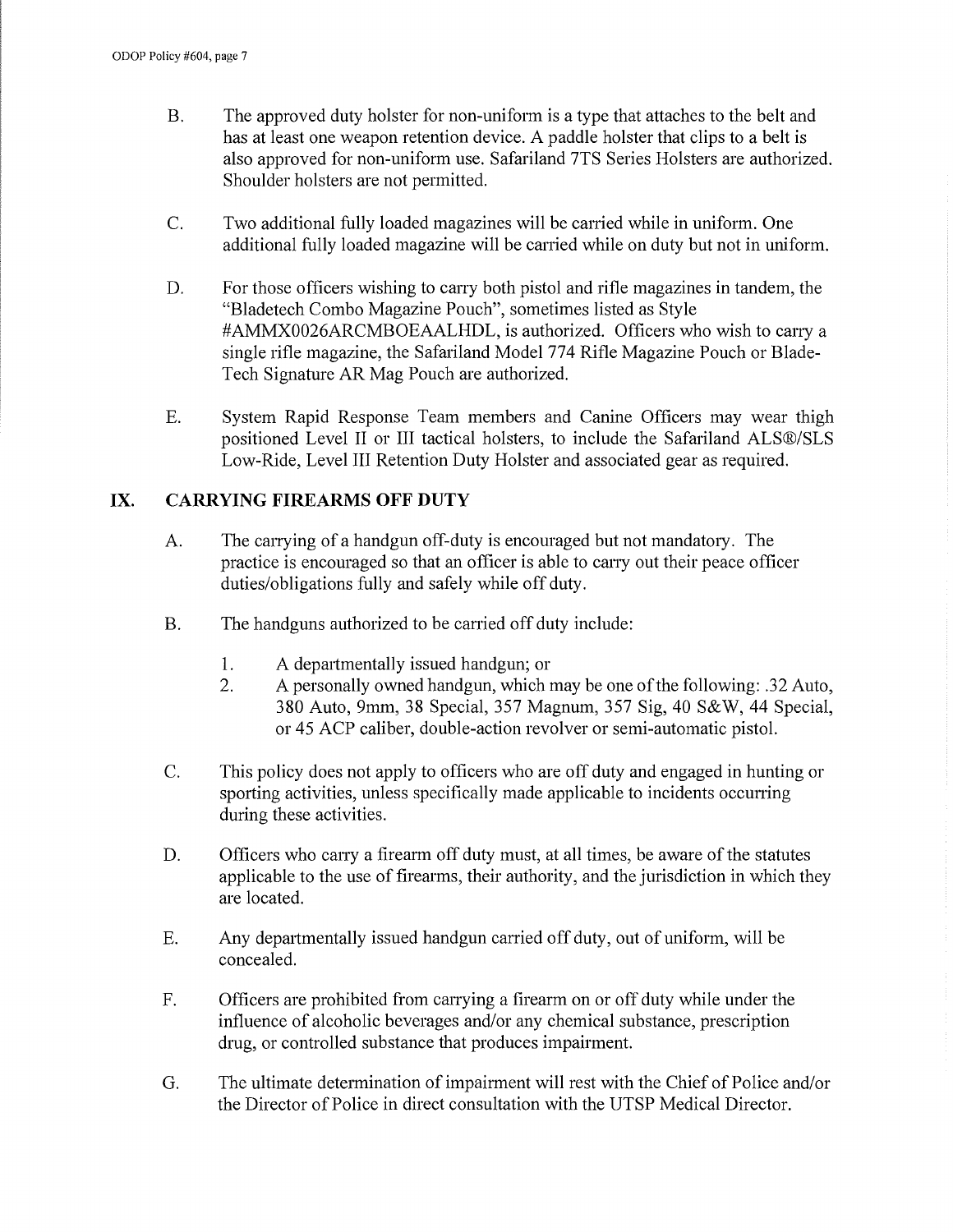B. The approved duty holster for non-uniform is a type that attaches to the belt and has at least one weapon retention device. A paddle holster that clips to a belt is also approved for non-uniform use. Safariland 7TS Series Holsters are authorized. Shoulder holsters are not permitted.

C. Two additional fully loaded magazines will be carried while in uniform. One additional fully loaded magazine will be carried while on duty but not in uniform.

D. For those officers wishing to carry both pistol and rifle magazines in tandem, the "Bladetech Combo Magazine Pouch", sometimes listed as Style #AMMX0026ARCMBOEAALHDL, is authorized. Officers who wish to carry a single rifle magazine, the Safariland Model 774 Rifle Magazine Pouch or Blade-Tech Signature AR Mag Pouch are authorized.

E. System Rapid Response Team members and Canine Officers may wear thigh positioned Level II or III tactical holsters, to include the Safariland ALS®/SLS Low-Ride, Level III Retention Duty Holster and associated gear as required.

## IX. CARRYING FIREARMS OFF DUTY

A. The carrying of a handgun off-duty is encouraged but not mandatory. The practice is encouraged so that an officer is able to carry out their peace officer duties/obligations fully and safely while off duty.

B. The handguns authorized to be carried off duty include:

1. A departmentally issued handgun; or
2. A personally owned handgun, which may be one of the following: .32 Auto, 380 Auto, 9mm, 38 Special, 357 Magnum, 357 Sig, 40 S&W, 44 Special, or 45 ACP caliber, double-action revolver or semi-automatic pistol.

C. This policy does not apply to officers who are off duty and engaged in hunting or sporting activities, unless specifically made applicable to incidents occurring during these activities.

D. Officers who carry a firearm off duty must, at all times, be aware of the statutes applicable to the use of firearms, their authority, and the jurisdiction in which they are located.

E. Any departmentally issued handgun carried off duty, out of uniform, will be concealed.

F. Officers are prohibited from carrying a firearm on or off duty while under the influence of alcoholic beverages and/or any chemical substance, prescription drug, or controlled substance that produces impairment.

G. The ultimate determination of impairment will rest with the Chief of Police and/or the Director of Police in direct consultation with the UTSP Medical Director.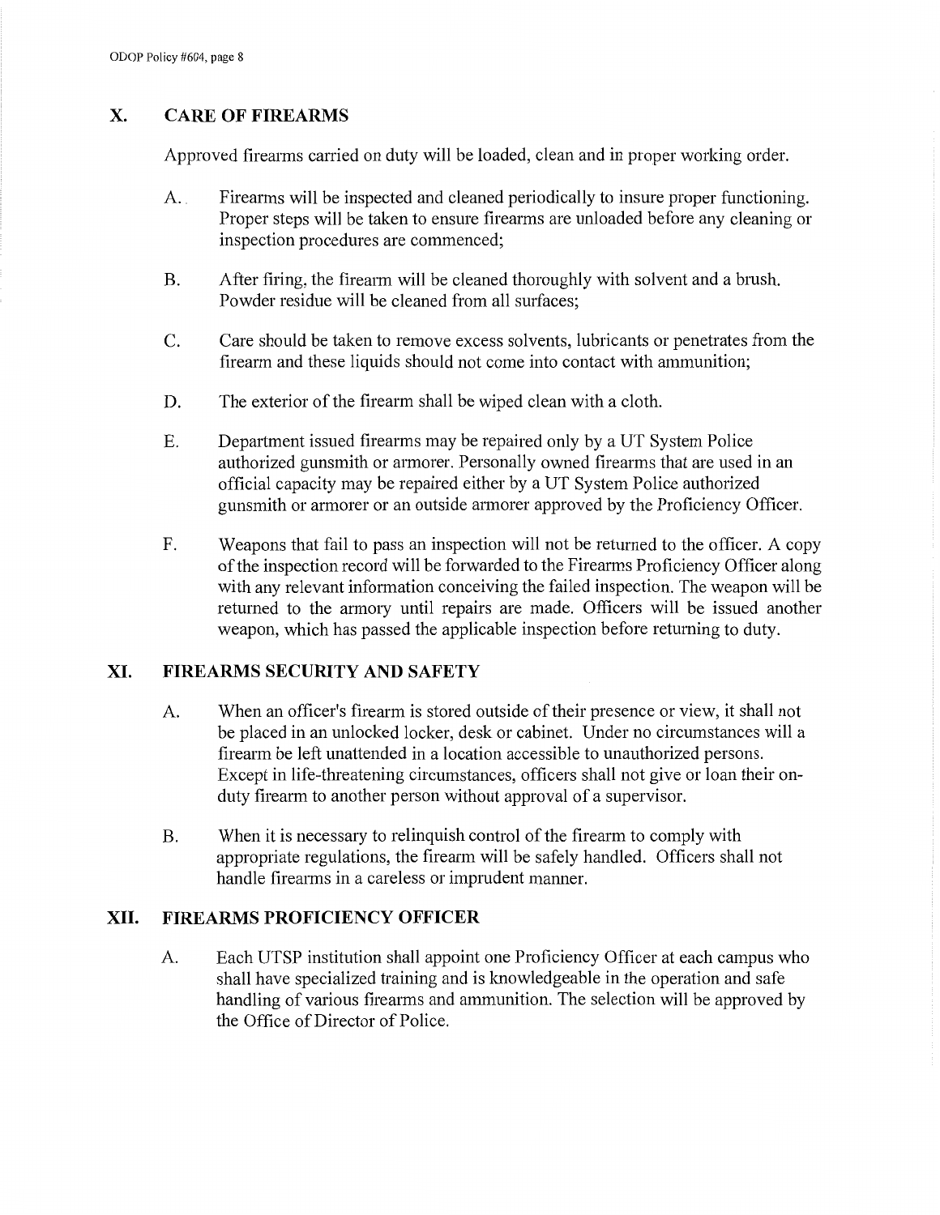## X. CARE OF FIREARMS

Approved firearms carried on duty will be loaded, clean and in proper working order.

A. Firearms will be inspected and cleaned periodically to insure proper functioning. Proper steps will be taken to ensure firearms are unloaded before any cleaning or inspection procedures are commenced;

B. After firing, the firearm will be cleaned thoroughly with solvent and a brush. Powder residue will be cleaned from all surfaces;

C. Care should be taken to remove excess solvents, lubricants or penetrates from the firearm and these liquids should not come into contact with ammunition;

D. The exterior of the firearm shall be wiped clean with a cloth.

E. Department issued firearms may be repaired only by a UT System Police authorized gunsmith or armorer. Personally owned firearms that are used in an official capacity may be repaired either by a UT System Police authorized gunsmith or armorer or an outside armorer approved by the Proficiency Officer.

F. Weapons that fail to pass an inspection will not be returned to the officer. A copy of the inspection record will be forwarded to the Firearms Proficiency Officer along with any relevant information conceiving the failed inspection. The weapon will be returned to the armory until repairs are made. Officers will be issued another weapon, which has passed the applicable inspection before returning to duty.

## XI. FIREARMS SECURITY AND SAFETY

A. When an officer's firearm is stored outside of their presence or view, it shall not be placed in an unlocked locker, desk or cabinet. Under no circumstances will a firearm be left unattended in a location accessible to unauthorized persons. Except in life-threatening circumstances, officers shall not give or loan their on-duty firearm to another person without approval of a supervisor.

B. When it is necessary to relinquish control of the firearm to comply with appropriate regulations, the firearm will be safely handled. Officers shall not handle firearms in a careless or imprudent manner.

## XII. FIREARMS PROFICIENCY OFFICER

A. Each UTSP institution shall appoint one Proficiency Officer at each campus who shall have specialized training and is knowledgeable in the operation and safe handling of various firearms and ammunition. The selection will be approved by the Office of Director of Police.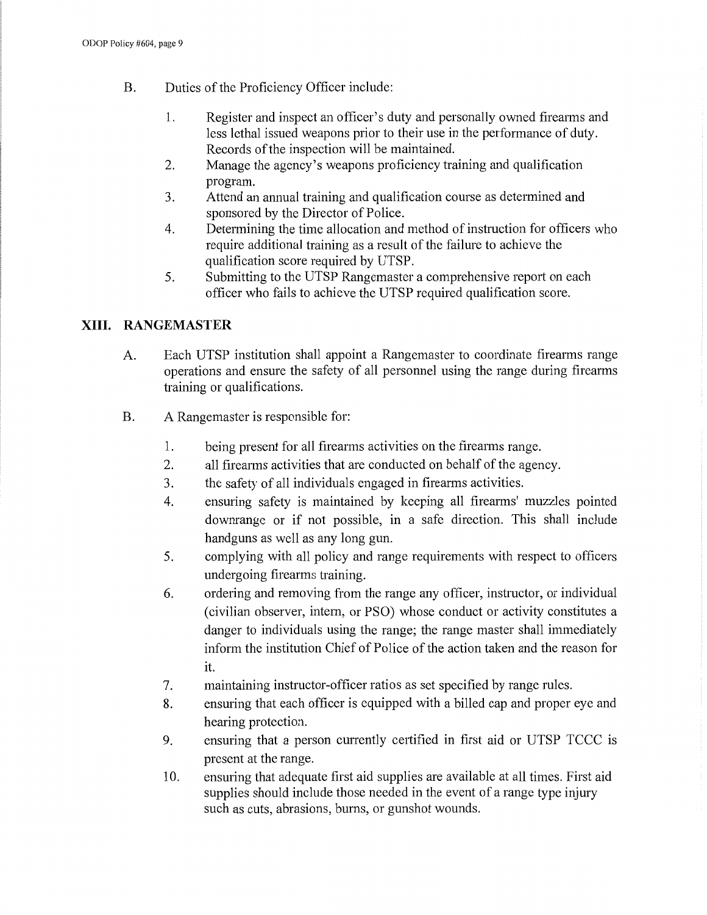B. Duties of the Proficiency Officer include:

1. Register and inspect an officer's duty and personally owned firearms and less lethal issued weapons prior to their use in the performance of duty. Records of the inspection will be maintained.
2. Manage the agency's weapons proficiency training and qualification program.
3. Attend an annual training and qualification course as determined and sponsored by the Director of Police.
4. Determining the time allocation and method of instruction for officers who require additional training as a result of the failure to achieve the qualification score required by UTSP.
5. Submitting to the UTSP Rangemaster a comprehensive report on each officer who fails to achieve the UTSP required qualification score.

## XIII. RANGEMASTER

A. Each UTSP institution shall appoint a Rangemaster to coordinate firearms range operations and ensure the safety of all personnel using the range during firearms training or qualifications.

B. A Rangemaster is responsible for:

1. being present for all firearms activities on the firearms range.
2. all firearms activities that are conducted on behalf of the agency.
3. the safety of all individuals engaged in firearms activities.
4. ensuring safety is maintained by keeping all firearms' muzzles pointed downrange or if not possible, in a safe direction. This shall include handguns as well as any long gun.
5. complying with all policy and range requirements with respect to officers undergoing firearms training.
6. ordering and removing from the range any officer, instructor, or individual (civilian observer, intern, or PSO) whose conduct or activity constitutes a danger to individuals using the range; the range master shall immediately inform the institution Chief of Police of the action taken and the reason for it.
7. maintaining instructor-officer ratios as set specified by range rules.
8. ensuring that each officer is equipped with a billed cap and proper eye and hearing protection.
9. ensuring that a person currently certified in first aid or UTSP TCCC is present at the range.
10. ensuring that adequate first aid supplies are available at all times. First aid supplies should include those needed in the event of a range type injury such as cuts, abrasions, burns, or gunshot wounds.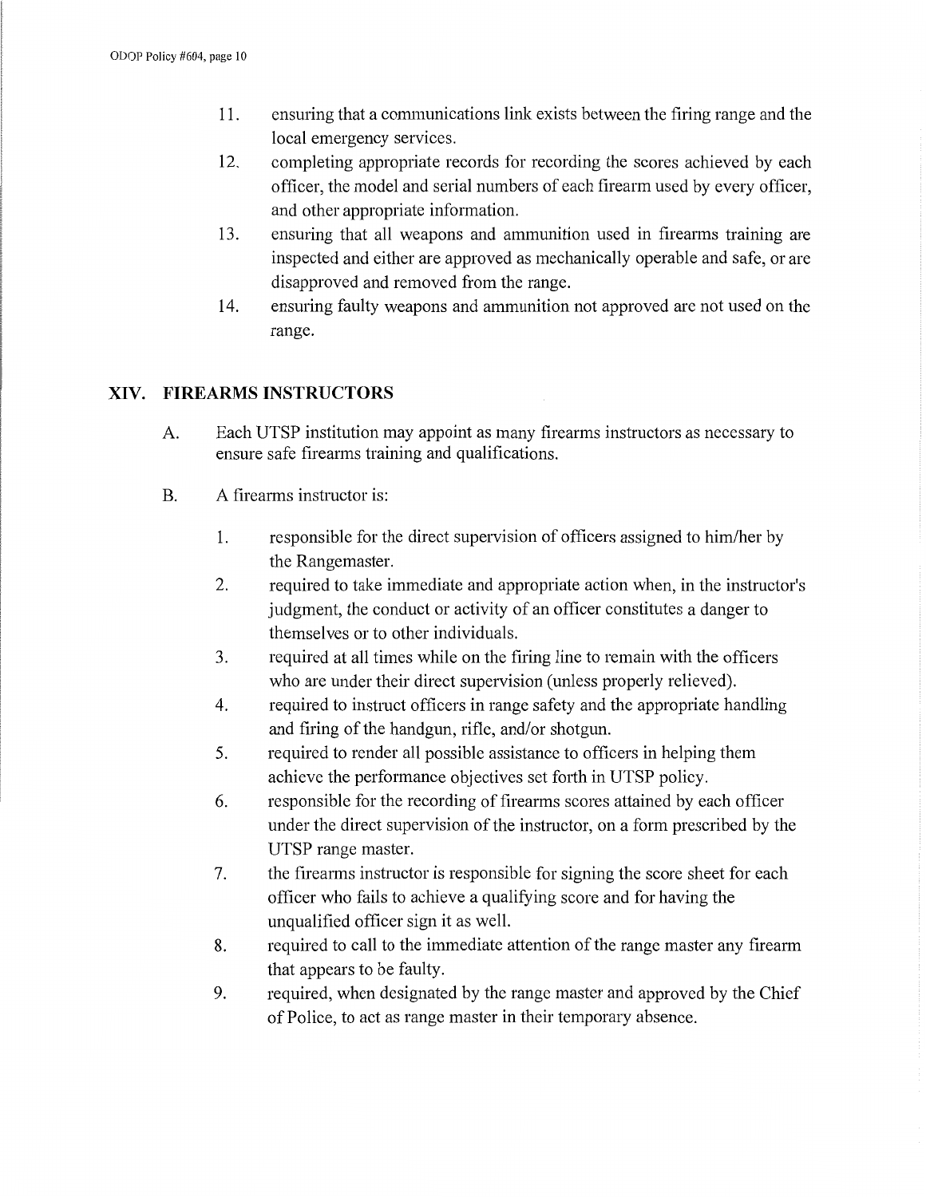11. ensuring that a communications link exists between the firing range and the local emergency services.
12. completing appropriate records for recording the scores achieved by each officer, the model and serial numbers of each firearm used by every officer, and other appropriate information.
13. ensuring that all weapons and ammunition used in firearms training are inspected and either are approved as mechanically operable and safe, or are disapproved and removed from the range.
14. ensuring faulty weapons and ammunition not approved are not used on the range.

## XIV. FIREARMS INSTRUCTORS

A. Each UTSP institution may appoint as many firearms instructors as necessary to ensure safe firearms training and qualifications.

B. A firearms instructor is:

1. responsible for the direct supervision of officers assigned to him/her by the Rangemaster.
2. required to take immediate and appropriate action when, in the instructor's judgment, the conduct or activity of an officer constitutes a danger to themselves or to other individuals.
3. required at all times while on the firing line to remain with the officers who are under their direct supervision (unless properly relieved).
4. required to instruct officers in range safety and the appropriate handling and firing of the handgun, rifle, and/or shotgun.
5. required to render all possible assistance to officers in helping them achieve the performance objectives set forth in UTSP policy.
6. responsible for the recording of firearms scores attained by each officer under the direct supervision of the instructor, on a form prescribed by the UTSP range master.
7. the firearms instructor is responsible for signing the score sheet for each officer who fails to achieve a qualifying score and for having the unqualified officer sign it as well.
8. required to call to the immediate attention of the range master any firearm that appears to be faulty.
9. required, when designated by the range master and approved by the Chief of Police, to act as range master in their temporary absence.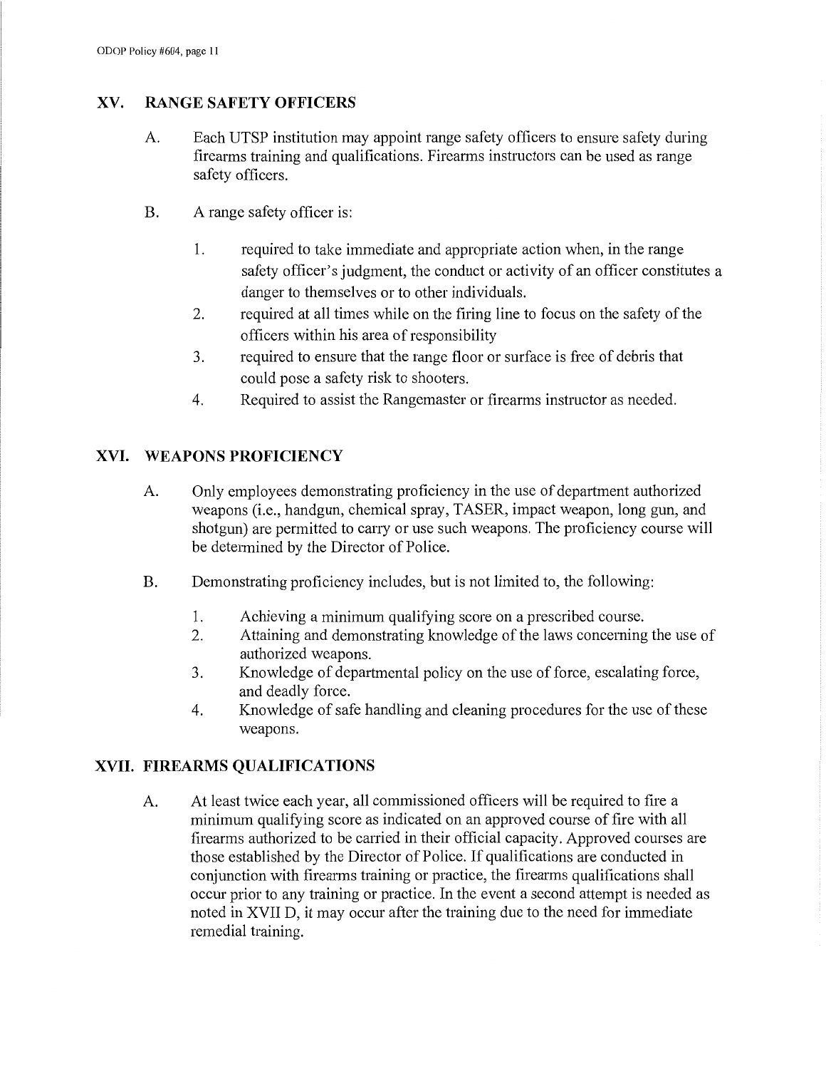## XV. RANGE SAFETY OFFICERS

A. Each UTSP institution may appoint range safety officers to ensure safety during firearms training and qualifications. Firearms instructors can be used as range safety officers.

B. A range safety officer is:

1. required to take immediate and appropriate action when, in the range safety officer's judgment, the conduct or activity of an officer constitutes a danger to themselves or to other individuals.
2. required at all times while on the firing line to focus on the safety of the officers within his area of responsibility
3. required to ensure that the range floor or surface is free of debris that could pose a safety risk to shooters.
4. Required to assist the Rangemaster or firearms instructor as needed.

## XVI. WEAPONS PROFICIENCY

A. Only employees demonstrating proficiency in the use of department authorized weapons (i.e., handgun, chemical spray, TASER, impact weapon, long gun, and shotgun) are permitted to carry or use such weapons. The proficiency course will be determined by the Director of Police.

B. Demonstrating proficiency includes, but is not limited to, the following:

1. Achieving a minimum qualifying score on a prescribed course.
2. Attaining and demonstrating knowledge of the laws concerning the use of authorized weapons.
3. Knowledge of departmental policy on the use of force, escalating force, and deadly force.
4. Knowledge of safe handling and cleaning procedures for the use of these weapons.

## XVII. FIREARMS QUALIFICATIONS

A. At least twice each year, all commissioned officers will be required to fire a minimum qualifying score as indicated on an approved course of fire with all firearms authorized to be carried in their official capacity. Approved courses are those established by the Director of Police. If qualifications are conducted in conjunction with firearms training or practice, the firearms qualifications shall occur prior to any training or practice. In the event a second attempt is needed as noted in XVII D, it may occur after the training due to the need for immediate remedial training.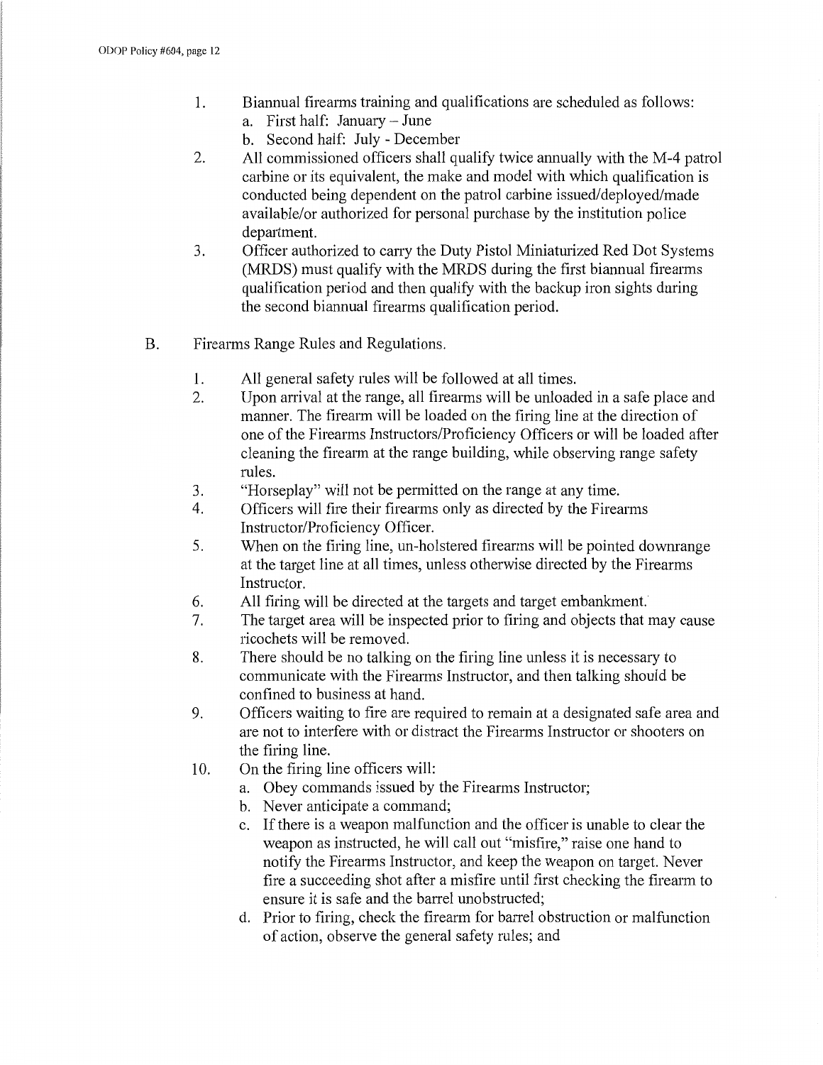1. Biannual firearms training and qualifications are scheduled as follows:
   a. First half: January – June
   b. Second half: July - December
2. All commissioned officers shall qualify twice annually with the M-4 patrol carbine or its equivalent, the make and model with which qualification is conducted being dependent on the patrol carbine issued/deployed/made available/or authorized for personal purchase by the institution police department.
3. Officer authorized to carry the Duty Pistol Miniaturized Red Dot Systems (MRDS) must qualify with the MRDS during the first biannual firearms qualification period and then qualify with the backup iron sights during the second biannual firearms qualification period.

B. Firearms Range Rules and Regulations.

1. All general safety rules will be followed at all times.
2. Upon arrival at the range, all firearms will be unloaded in a safe place and manner. The firearm will be loaded on the firing line at the direction of one of the Firearms Instructors/Proficiency Officers or will be loaded after cleaning the firearm at the range building, while observing range safety rules.
3. "Horseplay" will not be permitted on the range at any time.
4. Officers will fire their firearms only as directed by the Firearms Instructor/Proficiency Officer.
5. When on the firing line, un-holstered firearms will be pointed downrange at the target line at all times, unless otherwise directed by the Firearms Instructor.
6. All firing will be directed at the targets and target embankment.
7. The target area will be inspected prior to firing and objects that may cause ricochets will be removed.
8. There should be no talking on the firing line unless it is necessary to communicate with the Firearms Instructor, and then talking should be confined to business at hand.
9. Officers waiting to fire are required to remain at a designated safe area and are not to interfere with or distract the Firearms Instructor or shooters on the firing line.
10. On the firing line officers will:
    a. Obey commands issued by the Firearms Instructor;
    b. Never anticipate a command;
    c. If there is a weapon malfunction and the officer is unable to clear the weapon as instructed, he will call out "misfire," raise one hand to notify the Firearms Instructor, and keep the weapon on target. Never fire a succeeding shot after a misfire until first checking the firearm to ensure it is safe and the barrel unobstructed;
    d. Prior to firing, check the firearm for barrel obstruction or malfunction of action, observe the general safety rules; and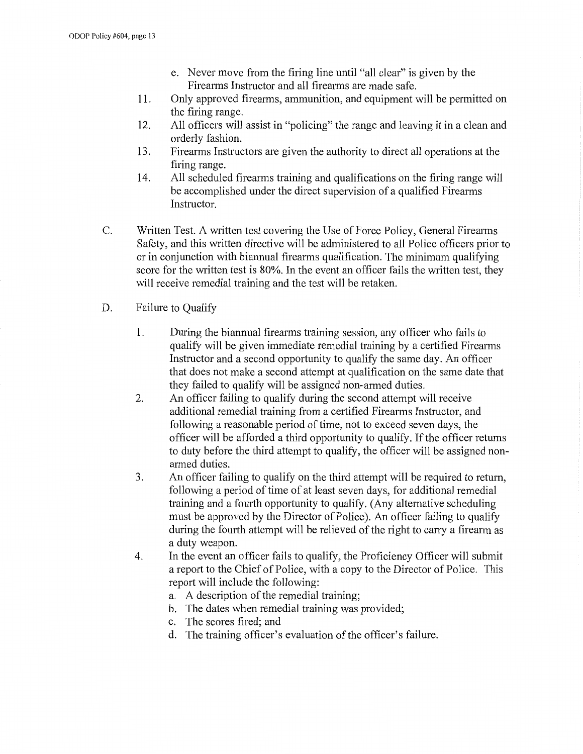e. Never move from the firing line until "all clear" is given by the Firearms Instructor and all firearms are made safe.

11. Only approved firearms, ammunition, and equipment will be permitted on the firing range.
12. All officers will assist in "policing" the range and leaving it in a clean and orderly fashion.
13. Firearms Instructors are given the authority to direct all operations at the firing range.
14. All scheduled firearms training and qualifications on the firing range will be accomplished under the direct supervision of a qualified Firearms Instructor.

C. Written Test. A written test covering the Use of Force Policy, General Firearms Safety, and this written directive will be administered to all Police officers prior to or in conjunction with biannual firearms qualification. The minimum qualifying score for the written test is 80%. In the event an officer fails the written test, they will receive remedial training and the test will be retaken.

D. Failure to Qualify

1. During the biannual firearms training session, any officer who fails to qualify will be given immediate remedial training by a certified Firearms Instructor and a second opportunity to qualify the same day. An officer that does not make a second attempt at qualification on the same date that they failed to qualify will be assigned non-armed duties.
2. An officer failing to qualify during the second attempt will receive additional remedial training from a certified Firearms Instructor, and following a reasonable period of time, not to exceed seven days, the officer will be afforded a third opportunity to qualify. If the officer returns to duty before the third attempt to qualify, the officer will be assigned non-armed duties.
3. An officer failing to qualify on the third attempt will be required to return, following a period of time of at least seven days, for additional remedial training and a fourth opportunity to qualify. (Any alternative scheduling must be approved by the Director of Police). An officer failing to qualify during the fourth attempt will be relieved of the right to carry a firearm as a duty weapon.
4. In the event an officer fails to qualify, the Proficiency Officer will submit a report to the Chief of Police, with a copy to the Director of Police. This report will include the following:
   a. A description of the remedial training;
   b. The dates when remedial training was provided;
   c. The scores fired; and
   d. The training officer's evaluation of the officer's failure.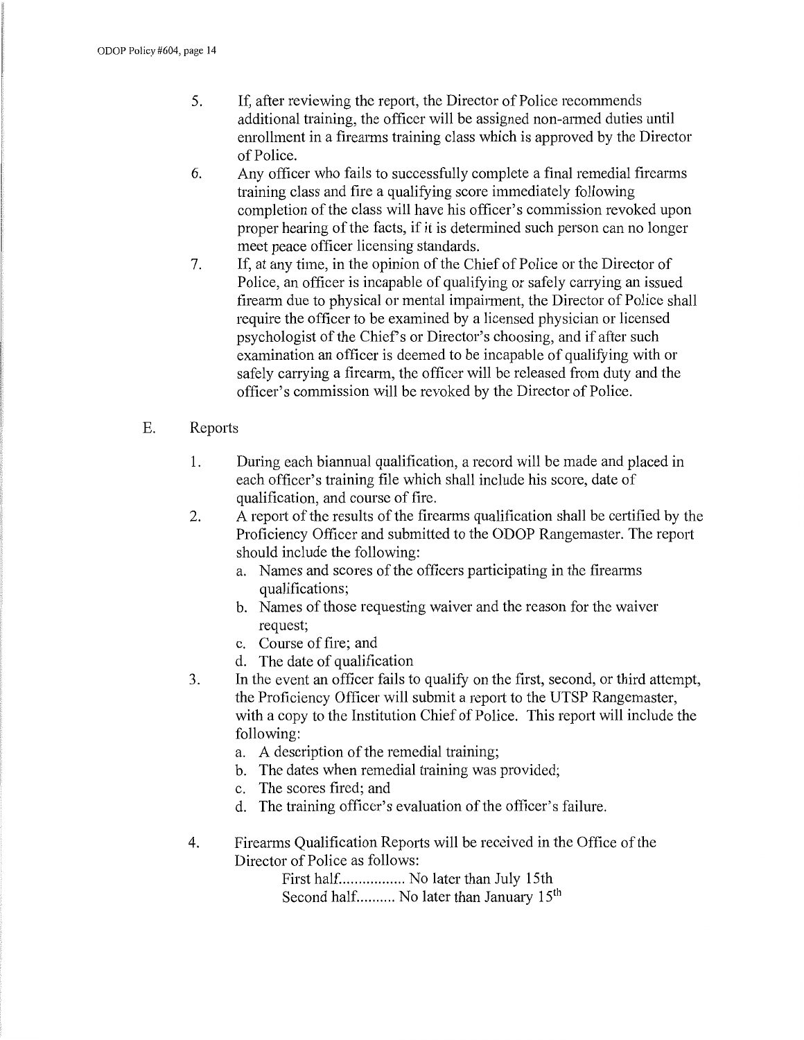5. If, after reviewing the report, the Director of Police recommends additional training, the officer will be assigned non-armed duties until enrollment in a firearms training class which is approved by the Director of Police.
6. Any officer who fails to successfully complete a final remedial firearms training class and fire a qualifying score immediately following completion of the class will have his officer's commission revoked upon proper hearing of the facts, if it is determined such person can no longer meet peace officer licensing standards.
7. If, at any time, in the opinion of the Chief of Police or the Director of Police, an officer is incapable of qualifying or safely carrying an issued firearm due to physical or mental impairment, the Director of Police shall require the officer to be examined by a licensed physician or licensed psychologist of the Chief's or Director's choosing, and if after such examination an officer is deemed to be incapable of qualifying with or safely carrying a firearm, the officer will be released from duty and the officer's commission will be revoked by the Director of Police.

E. Reports

1. During each biannual qualification, a record will be made and placed in each officer's training file which shall include his score, date of qualification, and course of fire.
2. A report of the results of the firearms qualification shall be certified by the Proficiency Officer and submitted to the ODOP Rangemaster. The report should include the following:
   a. Names and scores of the officers participating in the firearms qualifications;
   b. Names of those requesting waiver and the reason for the waiver request;
   c. Course of fire; and
   d. The date of qualification
3. In the event an officer fails to qualify on the first, second, or third attempt, the Proficiency Officer will submit a report to the UTSP Rangemaster, with a copy to the Institution Chief of Police. This report will include the following:
   a. A description of the remedial training;
   b. The dates when remedial training was provided;
   c. The scores fired; and
   d. The training officer's evaluation of the officer's failure.
4. Firearms Qualification Reports will be received in the Office of the Director of Police as follows:

   First half................. No later than July 15th
   Second half.......... No later than January 15th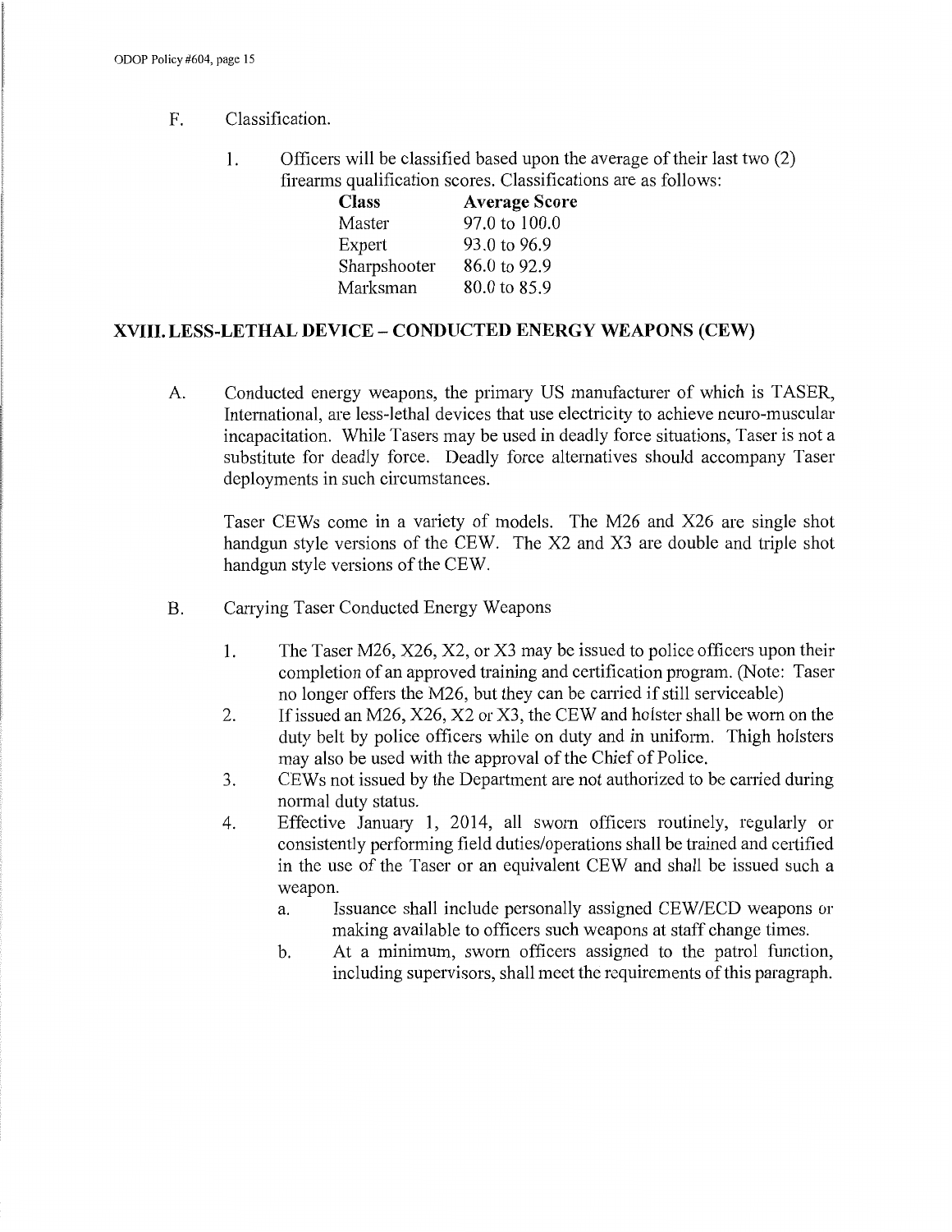F. Classification.

1. Officers will be classified based upon the average of their last two (2) firearms qualification scores. Classifications are as follows:

| Class | Average Score |
|---|---|
| Master | 97.0 to 100.0 |
| Expert | 93.0 to 96.9 |
| Sharpshooter | 86.0 to 92.9 |
| Marksman | 80.0 to 85.9 |

## XVIII. LESS-LETHAL DEVICE – CONDUCTED ENERGY WEAPONS (CEW)

A. Conducted energy weapons, the primary US manufacturer of which is TASER, International, are less-lethal devices that use electricity to achieve neuro-muscular incapacitation. While Tasers may be used in deadly force situations, Taser is not a substitute for deadly force. Deadly force alternatives should accompany Taser deployments in such circumstances.

Taser CEWs come in a variety of models. The M26 and X26 are single shot handgun style versions of the CEW. The X2 and X3 are double and triple shot handgun style versions of the CEW.

B. Carrying Taser Conducted Energy Weapons

1. The Taser M26, X26, X2, or X3 may be issued to police officers upon their completion of an approved training and certification program. (Note: Taser no longer offers the M26, but they can be carried if still serviceable)
2. If issued an M26, X26, X2 or X3, the CEW and holster shall be worn on the duty belt by police officers while on duty and in uniform. Thigh holsters may also be used with the approval of the Chief of Police.
3. CEWs not issued by the Department are not authorized to be carried during normal duty status.
4. Effective January 1, 2014, all sworn officers routinely, regularly or consistently performing field duties/operations shall be trained and certified in the use of the Taser or an equivalent CEW and shall be issued such a weapon.
   a. Issuance shall include personally assigned CEW/ECD weapons or making available to officers such weapons at staff change times.
   b. At a minimum, sworn officers assigned to the patrol function, including supervisors, shall meet the requirements of this paragraph.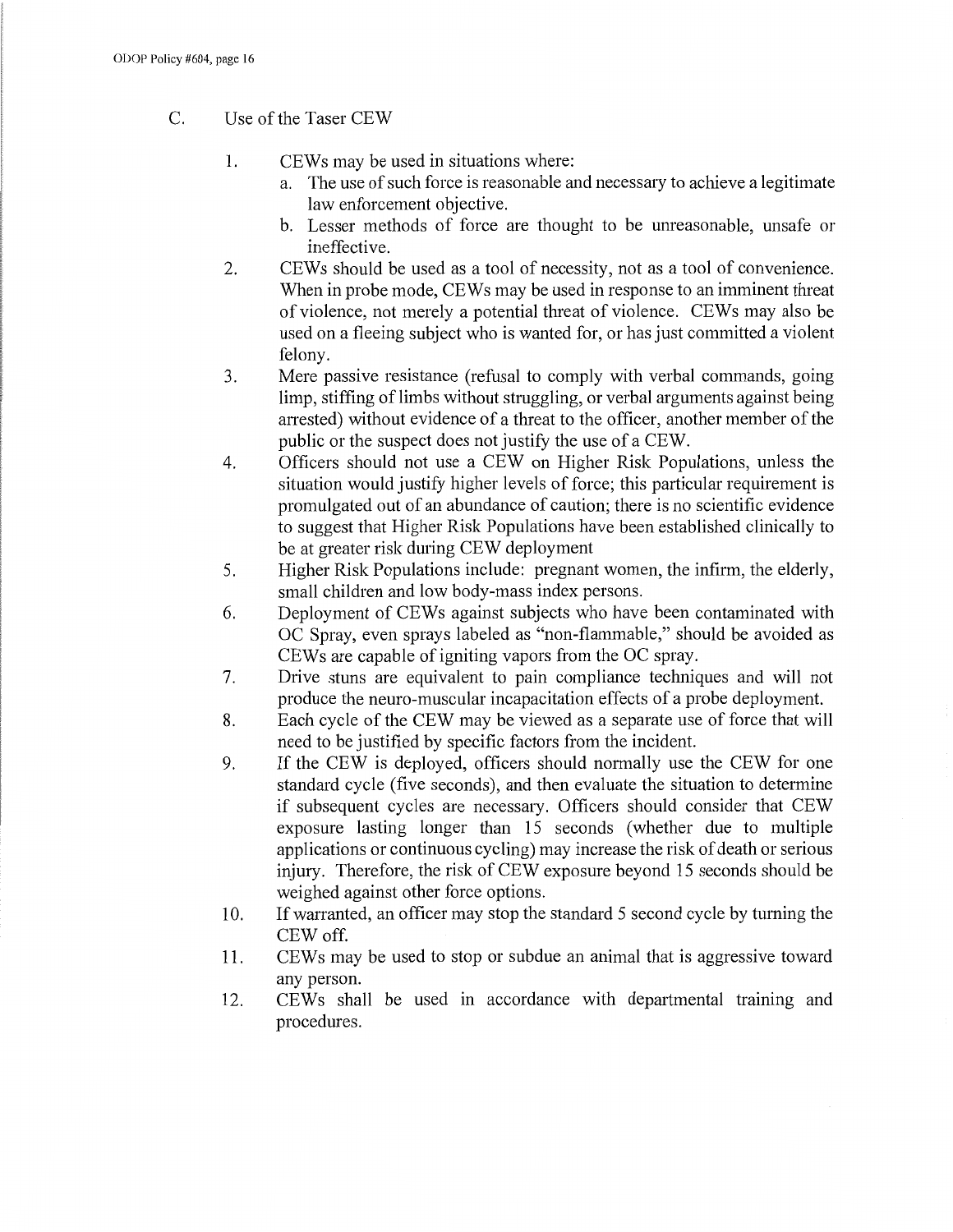C. Use of the Taser CEW

1. CEWs may be used in situations where:
   a. The use of such force is reasonable and necessary to achieve a legitimate law enforcement objective.
   b. Lesser methods of force are thought to be unreasonable, unsafe or ineffective.
2. CEWs should be used as a tool of necessity, not as a tool of convenience. When in probe mode, CEWs may be used in response to an imminent threat of violence, not merely a potential threat of violence. CEWs may also be used on a fleeing subject who is wanted for, or has just committed a violent felony.
3. Mere passive resistance (refusal to comply with verbal commands, going limp, stiffing of limbs without struggling, or verbal arguments against being arrested) without evidence of a threat to the officer, another member of the public or the suspect does not justify the use of a CEW.
4. Officers should not use a CEW on Higher Risk Populations, unless the situation would justify higher levels of force; this particular requirement is promulgated out of an abundance of caution; there is no scientific evidence to suggest that Higher Risk Populations have been established clinically to be at greater risk during CEW deployment
5. Higher Risk Populations include: pregnant women, the infirm, the elderly, small children and low body-mass index persons.
6. Deployment of CEWs against subjects who have been contaminated with OC Spray, even sprays labeled as "non-flammable," should be avoided as CEWs are capable of igniting vapors from the OC spray.
7. Drive stuns are equivalent to pain compliance techniques and will not produce the neuro-muscular incapacitation effects of a probe deployment.
8. Each cycle of the CEW may be viewed as a separate use of force that will need to be justified by specific factors from the incident.
9. If the CEW is deployed, officers should normally use the CEW for one standard cycle (five seconds), and then evaluate the situation to determine if subsequent cycles are necessary. Officers should consider that CEW exposure lasting longer than 15 seconds (whether due to multiple applications or continuous cycling) may increase the risk of death or serious injury. Therefore, the risk of CEW exposure beyond 15 seconds should be weighed against other force options.
10. If warranted, an officer may stop the standard 5 second cycle by turning the CEW off.
11. CEWs may be used to stop or subdue an animal that is aggressive toward any person.
12. CEWs shall be used in accordance with departmental training and procedures.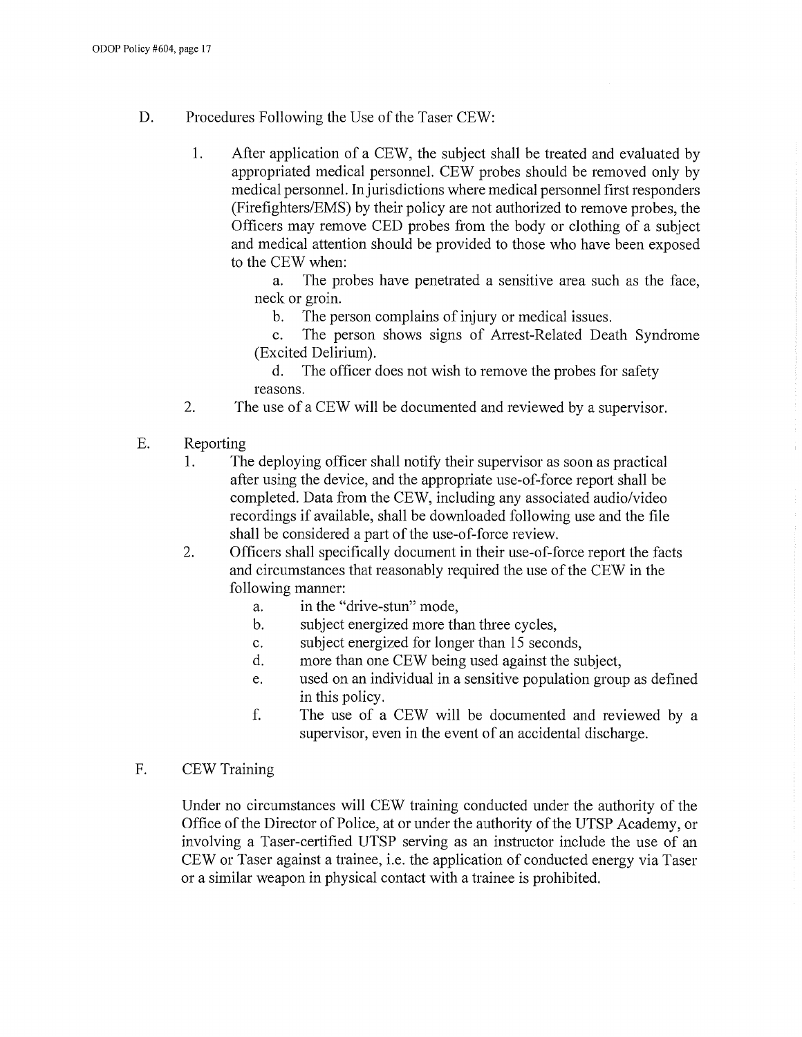D. Procedures Following the Use of the Taser CEW:

1. After application of a CEW, the subject shall be treated and evaluated by appropriated medical personnel. CEW probes should be removed only by medical personnel. In jurisdictions where medical personnel first responders (Firefighters/EMS) by their policy are not authorized to remove probes, the Officers may remove CED probes from the body or clothing of a subject and medical attention should be provided to those who have been exposed to the CEW when:

   a. The probes have penetrated a sensitive area such as the face, neck or groin.

   b. The person complains of injury or medical issues.

   c. The person shows signs of Arrest-Related Death Syndrome (Excited Delirium).

   d. The officer does not wish to remove the probes for safety reasons.

2. The use of a CEW will be documented and reviewed by a supervisor.

E. Reporting

1. The deploying officer shall notify their supervisor as soon as practical after using the device, and the appropriate use-of-force report shall be completed. Data from the CEW, including any associated audio/video recordings if available, shall be downloaded following use and the file shall be considered a part of the use-of-force review.

2. Officers shall specifically document in their use-of-force report the facts and circumstances that reasonably required the use of the CEW in the following manner:

   a. in the "drive-stun" mode,

   b. subject energized more than three cycles,

   c. subject energized for longer than 15 seconds,

   d. more than one CEW being used against the subject,

   e. used on an individual in a sensitive population group as defined in this policy.

   f. The use of a CEW will be documented and reviewed by a supervisor, even in the event of an accidental discharge.

F. CEW Training

Under no circumstances will CEW training conducted under the authority of the Office of the Director of Police, at or under the authority of the UTSP Academy, or involving a Taser-certified UTSP serving as an instructor include the use of an CEW or Taser against a trainee, i.e. the application of conducted energy via Taser or a similar weapon in physical contact with a trainee is prohibited.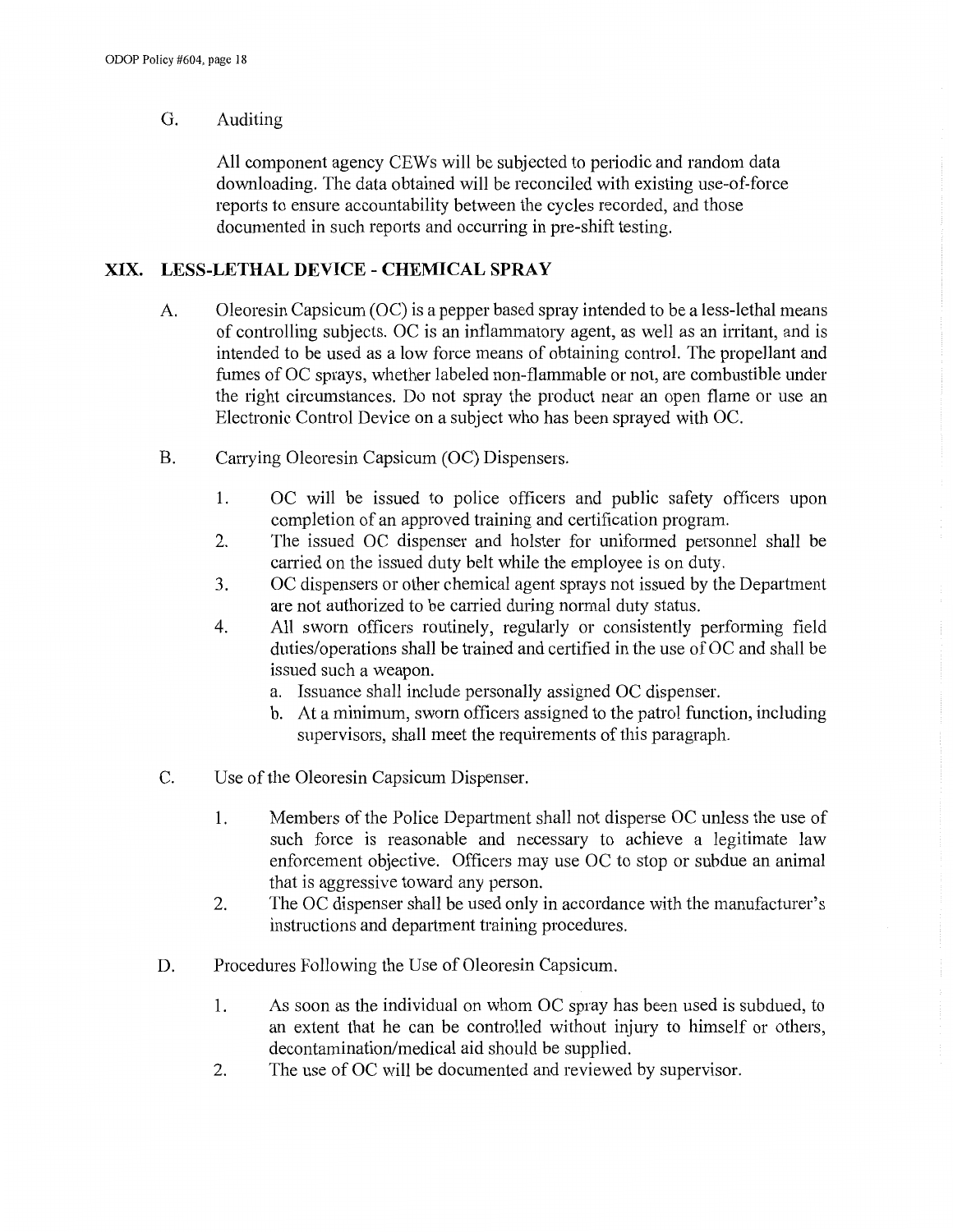G. Auditing

All component agency CEWs will be subjected to periodic and random data downloading. The data obtained will be reconciled with existing use-of-force reports to ensure accountability between the cycles recorded, and those documented in such reports and occurring in pre-shift testing.

## XIX. LESS-LETHAL DEVICE - CHEMICAL SPRAY

A. Oleoresin Capsicum (OC) is a pepper based spray intended to be a less-lethal means of controlling subjects. OC is an inflammatory agent, as well as an irritant, and is intended to be used as a low force means of obtaining control. The propellant and fumes of OC sprays, whether labeled non-flammable or not, are combustible under the right circumstances. Do not spray the product near an open flame or use an Electronic Control Device on a subject who has been sprayed with OC.

B. Carrying Oleoresin Capsicum (OC) Dispensers.

1. OC will be issued to police officers and public safety officers upon completion of an approved training and certification program.
2. The issued OC dispenser and holster for uniformed personnel shall be carried on the issued duty belt while the employee is on duty.
3. OC dispensers or other chemical agent sprays not issued by the Department are not authorized to be carried during normal duty status.
4. All sworn officers routinely, regularly or consistently performing field duties/operations shall be trained and certified in the use of OC and shall be issued such a weapon.
   a. Issuance shall include personally assigned OC dispenser.
   b. At a minimum, sworn officers assigned to the patrol function, including supervisors, shall meet the requirements of this paragraph.

C. Use of the Oleoresin Capsicum Dispenser.

1. Members of the Police Department shall not disperse OC unless the use of such force is reasonable and necessary to achieve a legitimate law enforcement objective. Officers may use OC to stop or subdue an animal that is aggressive toward any person.
2. The OC dispenser shall be used only in accordance with the manufacturer's instructions and department training procedures.

D. Procedures Following the Use of Oleoresin Capsicum.

1. As soon as the individual on whom OC spray has been used is subdued, to an extent that he can be controlled without injury to himself or others, decontamination/medical aid should be supplied.
2. The use of OC will be documented and reviewed by supervisor.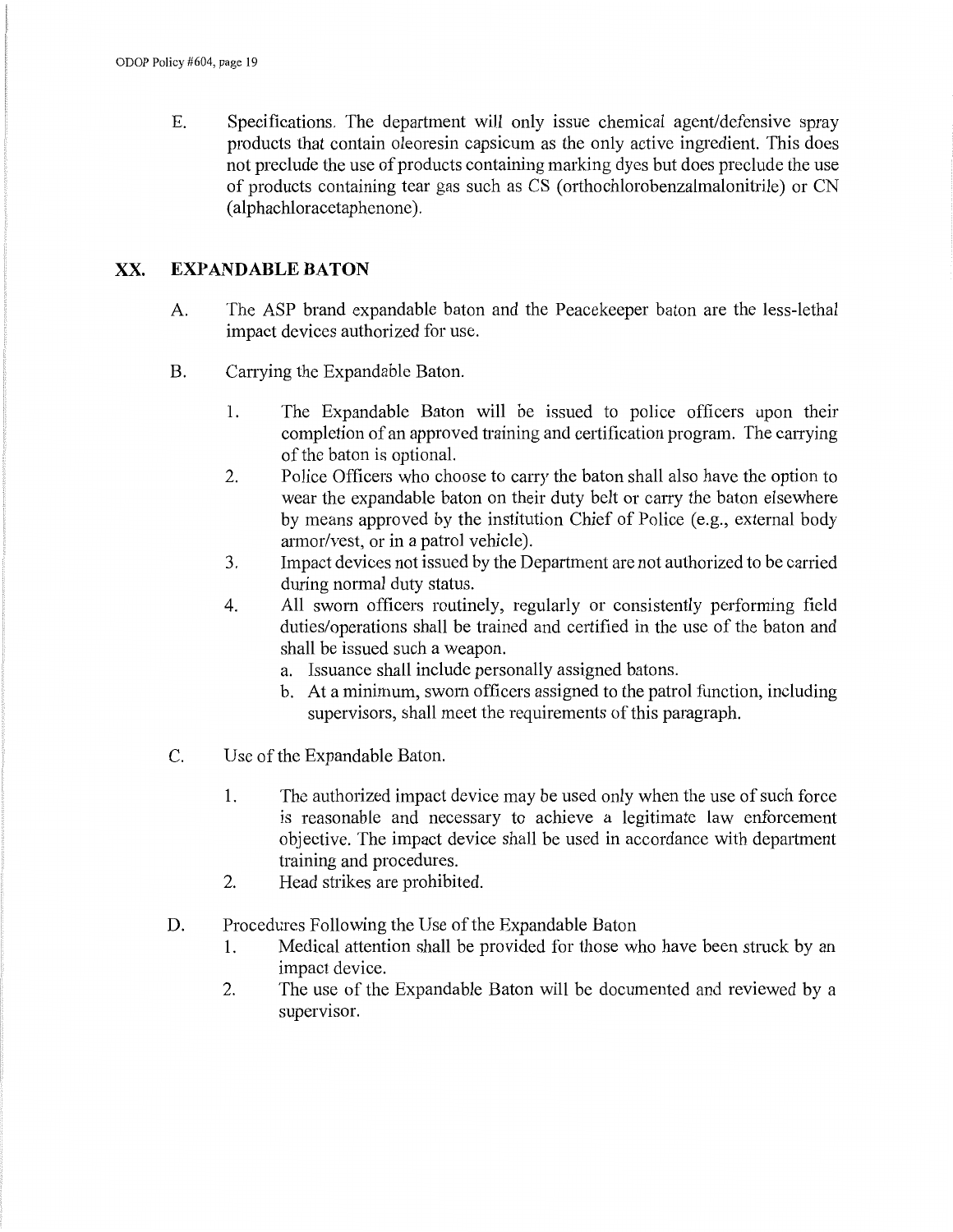E. Specifications. The department will only issue chemical agent/defensive spray products that contain oleoresin capsicum as the only active ingredient. This does not preclude the use of products containing marking dyes but does preclude the use of products containing tear gas such as CS (orthochlorobenzalmalonitrile) or CN (alphachloracetaphenone).

## XX. EXPANDABLE BATON

A. The ASP brand expandable baton and the Peacekeeper baton are the less-lethal impact devices authorized for use.

B. Carrying the Expandable Baton.

1. The Expandable Baton will be issued to police officers upon their completion of an approved training and certification program. The carrying of the baton is optional.
2. Police Officers who choose to carry the baton shall also have the option to wear the expandable baton on their duty belt or carry the baton elsewhere by means approved by the institution Chief of Police (e.g., external body armor/vest, or in a patrol vehicle).
3. Impact devices not issued by the Department are not authorized to be carried during normal duty status.
4. All sworn officers routinely, regularly or consistently performing field duties/operations shall be trained and certified in the use of the baton and shall be issued such a weapon.
   a. Issuance shall include personally assigned batons.
   b. At a minimum, sworn officers assigned to the patrol function, including supervisors, shall meet the requirements of this paragraph.

C. Use of the Expandable Baton.

1. The authorized impact device may be used only when the use of such force is reasonable and necessary to achieve a legitimate law enforcement objective. The impact device shall be used in accordance with department training and procedures.
2. Head strikes are prohibited.

D. Procedures Following the Use of the Expandable Baton

1. Medical attention shall be provided for those who have been struck by an impact device.
2. The use of the Expandable Baton will be documented and reviewed by a supervisor.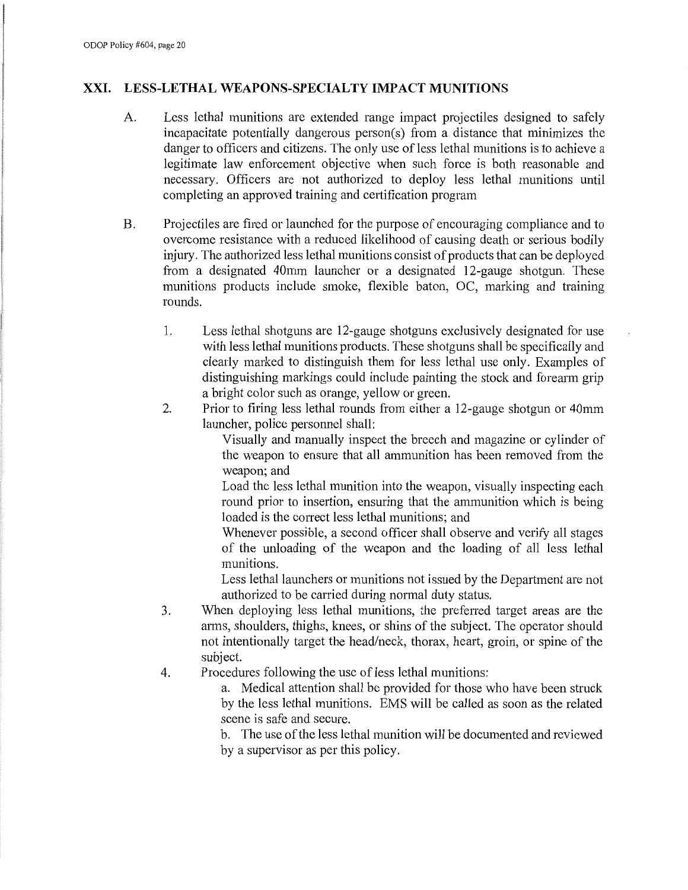## XXI. LESS-LETHAL WEAPONS-SPECIALTY IMPACT MUNITIONS

A. Less lethal munitions are extended range impact projectiles designed to safely incapacitate potentially dangerous person(s) from a distance that minimizes the danger to officers and citizens. The only use of less lethal munitions is to achieve a legitimate law enforcement objective when such force is both reasonable and necessary. Officers are not authorized to deploy less lethal munitions until completing an approved training and certification program

B. Projectiles are fired or launched for the purpose of encouraging compliance and to overcome resistance with a reduced likelihood of causing death or serious bodily injury. The authorized less lethal munitions consist of products that can be deployed from a designated 40mm launcher or a designated 12-gauge shotgun. These munitions products include smoke, flexible baton, OC, marking and training rounds.

1. Less lethal shotguns are 12-gauge shotguns exclusively designated for use with less lethal munitions products. These shotguns shall be specifically and clearly marked to distinguish them for less lethal use only. Examples of distinguishing markings could include painting the stock and forearm grip a bright color such as orange, yellow or green.
2. Prior to firing less lethal rounds from either a 12-gauge shotgun or 40mm launcher, police personnel shall:

   Visually and manually inspect the breech and magazine or cylinder of the weapon to ensure that all ammunition has been removed from the weapon; and

   Load the less lethal munition into the weapon, visually inspecting each round prior to insertion, ensuring that the ammunition which is being loaded is the correct less lethal munitions; and

   Whenever possible, a second officer shall observe and verify all stages of the unloading of the weapon and the loading of all less lethal munitions.

   Less lethal launchers or munitions not issued by the Department are not authorized to be carried during normal duty status.
3. When deploying less lethal munitions, the preferred target areas are the arms, shoulders, thighs, knees, or shins of the subject. The operator should not intentionally target the head/neck, thorax, heart, groin, or spine of the subject.
4. Procedures following the use of less lethal munitions:

   a. Medical attention shall be provided for those who have been struck by the less lethal munitions. EMS will be called as soon as the related scene is safe and secure.

   b. The use of the less lethal munition will be documented and reviewed by a supervisor as per this policy.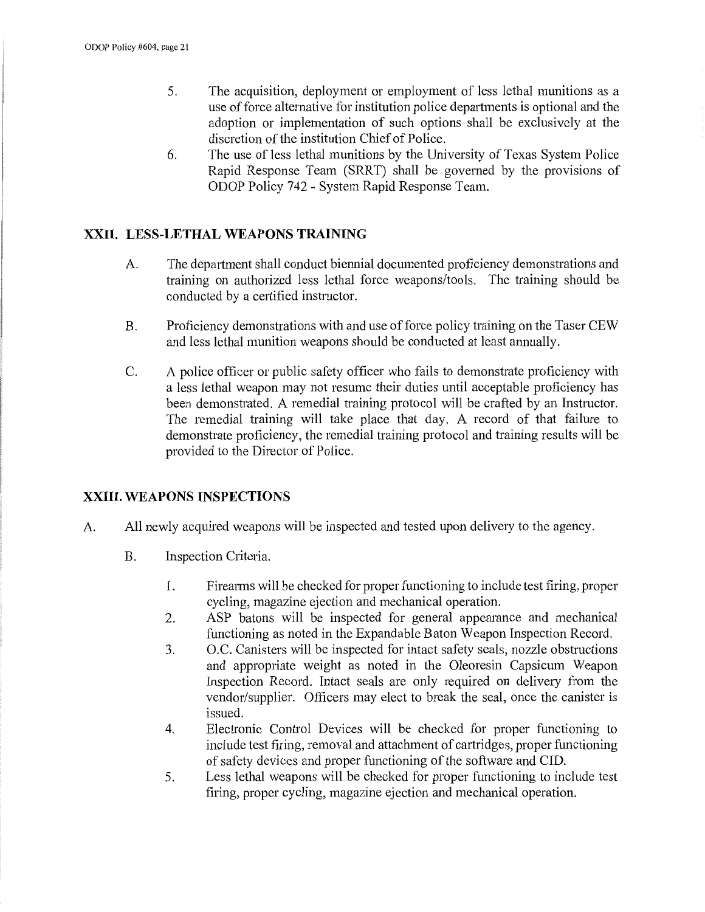5. The acquisition, deployment or employment of less lethal munitions as a use of force alternative for institution police departments is optional and the adoption or implementation of such options shall be exclusively at the discretion of the institution Chief of Police.
6. The use of less lethal munitions by the University of Texas System Police Rapid Response Team (SRRT) shall be governed by the provisions of ODOP Policy 742 - System Rapid Response Team.

## XXII. LESS-LETHAL WEAPONS TRAINING

A. The department shall conduct biennial documented proficiency demonstrations and training on authorized less lethal force weapons/tools. The training should be conducted by a certified instructor.

B. Proficiency demonstrations with and use of force policy training on the Taser CEW and less lethal munition weapons should be conducted at least annually.

C. A police officer or public safety officer who fails to demonstrate proficiency with a less lethal weapon may not resume their duties until acceptable proficiency has been demonstrated. A remedial training protocol will be crafted by an Instructor. The remedial training will take place that day. A record of that failure to demonstrate proficiency, the remedial training protocol and training results will be provided to the Director of Police.

## XXIII. WEAPONS INSPECTIONS

A. All newly acquired weapons will be inspected and tested upon delivery to the agency.

B. Inspection Criteria.

1. Firearms will be checked for proper functioning to include test firing, proper cycling, magazine ejection and mechanical operation.
2. ASP batons will be inspected for general appearance and mechanical functioning as noted in the Expandable Baton Weapon Inspection Record.
3. O.C. Canisters will be inspected for intact safety seals, nozzle obstructions and appropriate weight as noted in the Oleoresin Capsicum Weapon Inspection Record. Intact seals are only required on delivery from the vendor/supplier. Officers may elect to break the seal, once the canister is issued.
4. Electronic Control Devices will be checked for proper functioning to include test firing, removal and attachment of cartridges, proper functioning of safety devices and proper functioning of the software and CID.
5. Less lethal weapons will be checked for proper functioning to include test firing, proper cycling, magazine ejection and mechanical operation.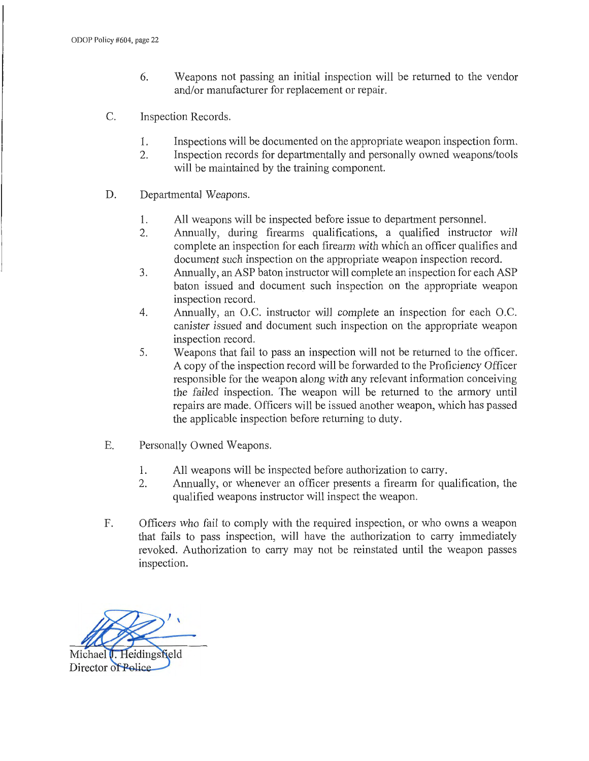6. Weapons not passing an initial inspection will be returned to the vendor and/or manufacturer for replacement or repair.

C. Inspection Records.

1. Inspections will be documented on the appropriate weapon inspection form.
2. Inspection records for departmentally and personally owned weapons/tools will be maintained by the training component.

D. Departmental Weapons.

1. All weapons will be inspected before issue to department personnel.
2. Annually, during firearms qualifications, a qualified instructor will complete an inspection for each firearm with which an officer qualifies and document such inspection on the appropriate weapon inspection record.
3. Annually, an ASP baton instructor will complete an inspection for each ASP baton issued and document such inspection on the appropriate weapon inspection record.
4. Annually, an O.C. instructor will complete an inspection for each O.C. canister issued and document such inspection on the appropriate weapon inspection record.
5. Weapons that fail to pass an inspection will not be returned to the officer. A copy of the inspection record will be forwarded to the Proficiency Officer responsible for the weapon along with any relevant information conceiving the failed inspection. The weapon will be returned to the armory until repairs are made. Officers will be issued another weapon, which has passed the applicable inspection before returning to duty.

E. Personally Owned Weapons.

1. All weapons will be inspected before authorization to carry.
2. Annually, or whenever an officer presents a firearm for qualification, the qualified weapons instructor will inspect the weapon.

F. Officers who fail to comply with the required inspection, or who owns a weapon that fails to pass inspection, will have the authorization to carry immediately revoked. Authorization to carry may not be reinstated until the weapon passes inspection.

Michael J. Heidingsfield
Director of Police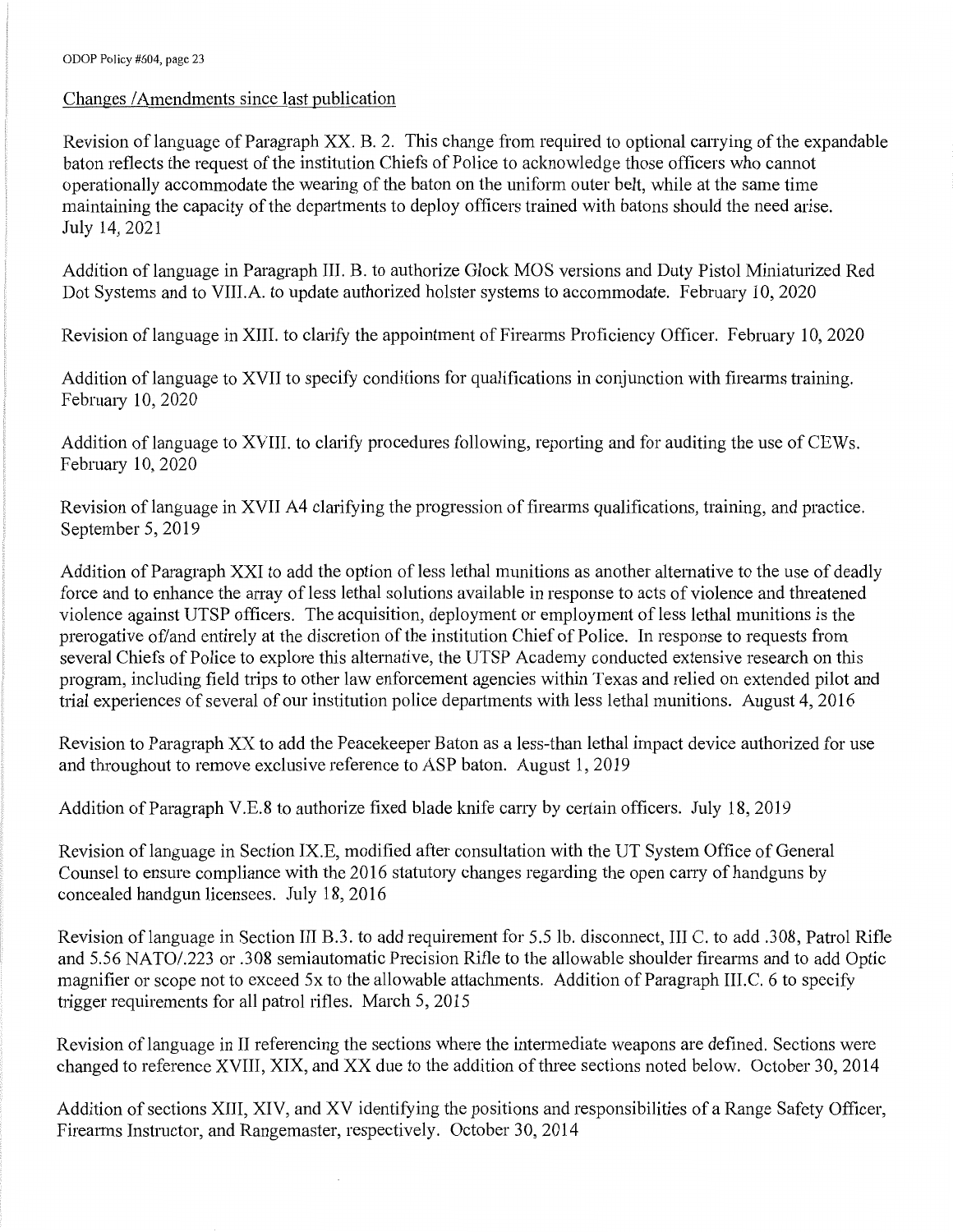## Changes /Amendments since last publication

Revision of language of Paragraph XX. B. 2. This change from required to optional carrying of the expandable baton reflects the request of the institution Chiefs of Police to acknowledge those officers who cannot operationally accommodate the wearing of the baton on the uniform outer belt, while at the same time maintaining the capacity of the departments to deploy officers trained with batons should the need arise. July 14, 2021

Addition of language in Paragraph III. B. to authorize Glock MOS versions and Duty Pistol Miniaturized Red Dot Systems and to VIII.A. to update authorized holster systems to accommodate. February 10, 2020

Revision of language in XIII. to clarify the appointment of Firearms Proficiency Officer. February 10, 2020

Addition of language to XVII to specify conditions for qualifications in conjunction with firearms training. February 10, 2020

Addition of language to XVIII. to clarify procedures following, reporting and for auditing the use of CEWs. February 10, 2020

Revision of language in XVII A4 clarifying the progression of firearms qualifications, training, and practice. September 5, 2019

Addition of Paragraph XXI to add the option of less lethal munitions as another alternative to the use of deadly force and to enhance the array of less lethal solutions available in response to acts of violence and threatened violence against UTSP officers. The acquisition, deployment or employment of less lethal munitions is the prerogative of/and entirely at the discretion of the institution Chief of Police. In response to requests from several Chiefs of Police to explore this alternative, the UTSP Academy conducted extensive research on this program, including field trips to other law enforcement agencies within Texas and relied on extended pilot and trial experiences of several of our institution police departments with less lethal munitions. August 4, 2016

Revision to Paragraph XX to add the Peacekeeper Baton as a less-than lethal impact device authorized for use and throughout to remove exclusive reference to ASP baton. August 1, 2019

Addition of Paragraph V.E.8 to authorize fixed blade knife carry by certain officers. July 18, 2019

Revision of language in Section IX.E, modified after consultation with the UT System Office of General Counsel to ensure compliance with the 2016 statutory changes regarding the open carry of handguns by concealed handgun licensees. July 18, 2016

Revision of language in Section III B.3. to add requirement for 5.5 lb. disconnect, III C. to add .308, Patrol Rifle and 5.56 NATO/.223 or .308 semiautomatic Precision Rifle to the allowable shoulder firearms and to add Optic magnifier or scope not to exceed 5x to the allowable attachments. Addition of Paragraph III.C. 6 to specify trigger requirements for all patrol rifles. March 5, 2015

Revision of language in II referencing the sections where the intermediate weapons are defined. Sections were changed to reference XVIII, XIX, and XX due to the addition of three sections noted below. October 30, 2014

Addition of sections XIII, XIV, and XV identifying the positions and responsibilities of a Range Safety Officer, Firearms Instructor, and Rangemaster, respectively. October 30, 2014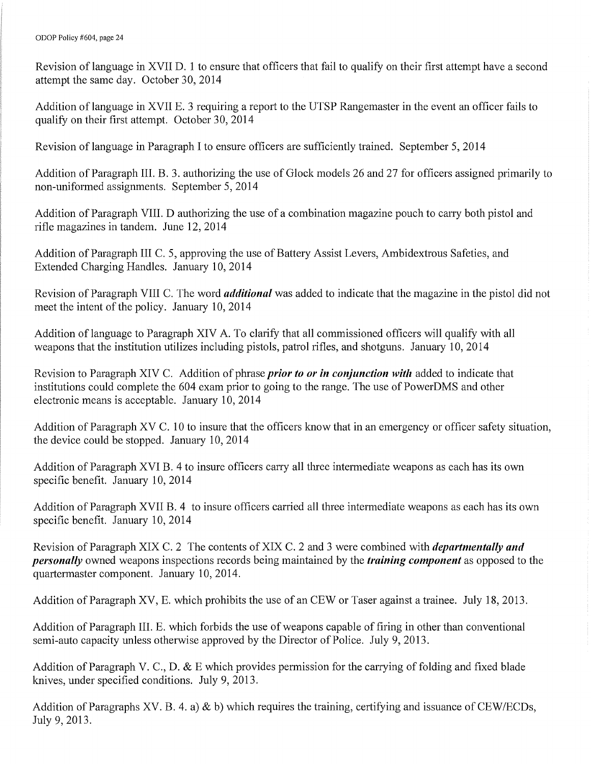Revision of language in XVII D. 1 to ensure that officers that fail to qualify on their first attempt have a second attempt the same day. October 30, 2014

Addition of language in XVII E. 3 requiring a report to the UTSP Rangemaster in the event an officer fails to qualify on their first attempt. October 30, 2014

Revision of language in Paragraph I to ensure officers are sufficiently trained. September 5, 2014

Addition of Paragraph III. B. 3. authorizing the use of Glock models 26 and 27 for officers assigned primarily to non-uniformed assignments. September 5, 2014

Addition of Paragraph VIII. D authorizing the use of a combination magazine pouch to carry both pistol and rifle magazines in tandem. June 12, 2014

Addition of Paragraph III C. 5, approving the use of Battery Assist Levers, Ambidextrous Safeties, and Extended Charging Handles. January 10, 2014

Revision of Paragraph VIII C. The word ***additional*** was added to indicate that the magazine in the pistol did not meet the intent of the policy. January 10, 2014

Addition of language to Paragraph XIV A. To clarify that all commissioned officers will qualify with all weapons that the institution utilizes including pistols, patrol rifles, and shotguns. January 10, 2014

Revision to Paragraph XIV C. Addition of phrase ***prior to or in conjunction with*** added to indicate that institutions could complete the 604 exam prior to going to the range. The use of PowerDMS and other electronic means is acceptable. January 10, 2014

Addition of Paragraph XV C. 10 to insure that the officers know that in an emergency or officer safety situation, the device could be stopped. January 10, 2014

Addition of Paragraph XVI B. 4 to insure officers carry all three intermediate weapons as each has its own specific benefit. January 10, 2014

Addition of Paragraph XVII B. 4 to insure officers carried all three intermediate weapons as each has its own specific benefit. January 10, 2014

Revision of Paragraph XIX C. 2 The contents of XIX C. 2 and 3 were combined with ***departmentally and personally*** owned weapons inspections records being maintained by the ***training component*** as opposed to the quartermaster component. January 10, 2014.

Addition of Paragraph XV, E. which prohibits the use of an CEW or Taser against a trainee. July 18, 2013.

Addition of Paragraph III. E. which forbids the use of weapons capable of firing in other than conventional semi-auto capacity unless otherwise approved by the Director of Police. July 9, 2013.

Addition of Paragraph V. C., D. & E which provides permission for the carrying of folding and fixed blade knives, under specified conditions. July 9, 2013.

Addition of Paragraphs XV. B. 4. a) & b) which requires the training, certifying and issuance of CEW/ECDs, July 9, 2013.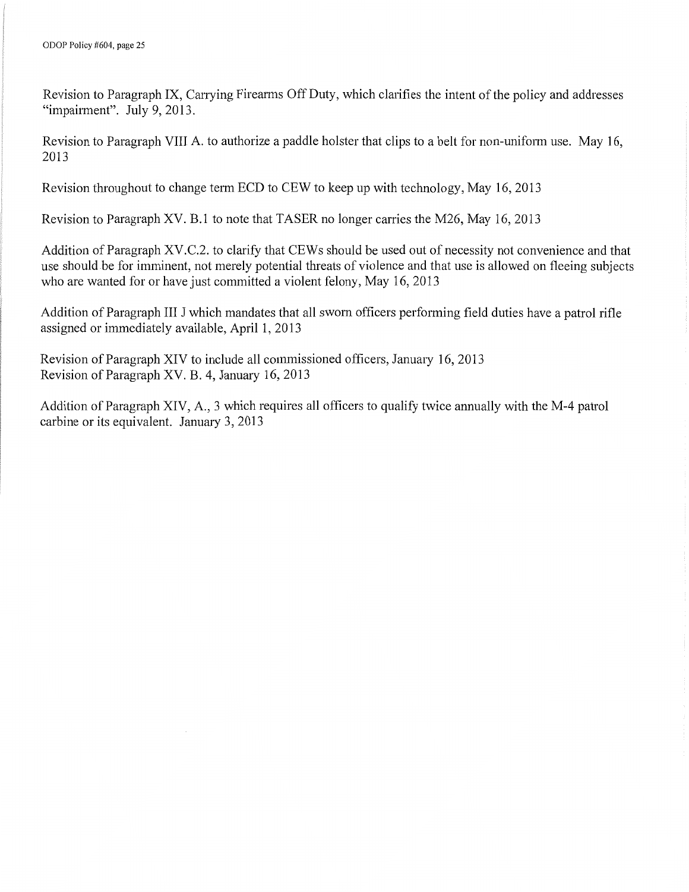Revision to Paragraph IX, Carrying Firearms Off Duty, which clarifies the intent of the policy and addresses "impairment". July 9, 2013.

Revision to Paragraph VIII A. to authorize a paddle holster that clips to a belt for non-uniform use. May 16, 2013

Revision throughout to change term ECD to CEW to keep up with technology, May 16, 2013

Revision to Paragraph XV. B.1 to note that TASER no longer carries the M26, May 16, 2013

Addition of Paragraph XV.C.2. to clarify that CEWs should be used out of necessity not convenience and that use should be for imminent, not merely potential threats of violence and that use is allowed on fleeing subjects who are wanted for or have just committed a violent felony, May 16, 2013

Addition of Paragraph III J which mandates that all sworn officers performing field duties have a patrol rifle assigned or immediately available, April 1, 2013

Revision of Paragraph XIV to include all commissioned officers, January 16, 2013
Revision of Paragraph XV. B. 4, January 16, 2013

Addition of Paragraph XIV, A., 3 which requires all officers to qualify twice annually with the M-4 patrol carbine or its equivalent. January 3, 2013